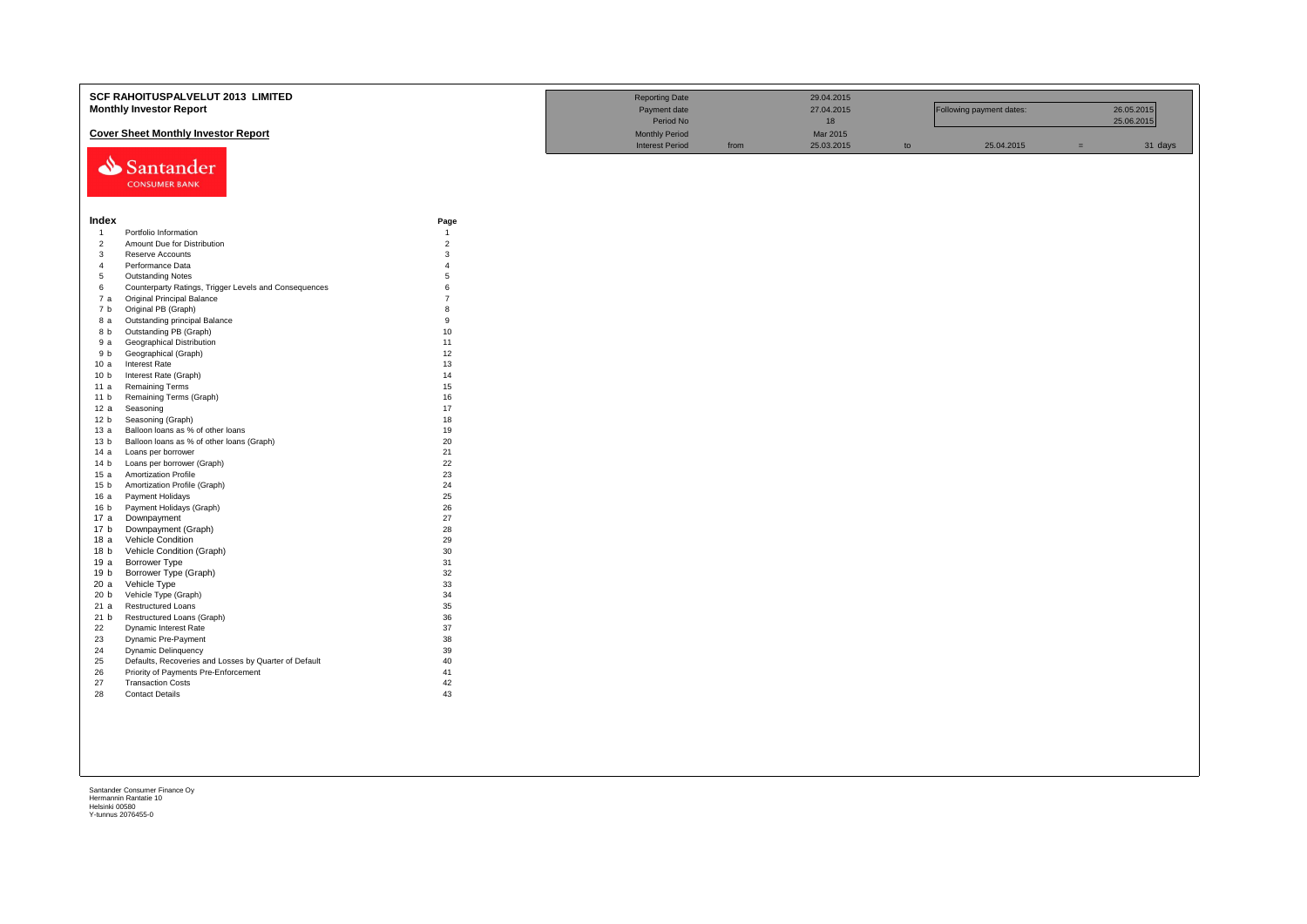# SCF RAHOITUSPALVELUT 2013 LIMITED

## Monthly Investor Report

### Cover Sheet Monthly Investor Report

| | | | | | | | |
|---|---|---|---|---|---|---|---|
| Reporting Date | | 29.04.2015 | | | | | |
| Payment date | | 27.04.2015 | | Following payment dates: | | 26.05.2015 | |
| Period No | | 18 | | | | 25.06.2015 | |
| Monthly Period | | Mar 2015 | | | | | |
| Interest Period | from | 25.03.2015 | to | 25.04.2015 | = | 31 | days |

Santander CONSUMER BANK

| Index | | Page |
|---|---|---|
| 1 | Portfolio Information | 1 |
| 2 | Amount Due for Distribution | 2 |
| 3 | Reserve Accounts | 3 |
| 4 | Performance Data | 4 |
| 5 | Outstanding Notes | 5 |
| 6 | Counterparty Ratings, Trigger Levels and Consequences | 6 |
| 7 a | Original Principal Balance | 7 |
| 7 b | Original PB (Graph) | 8 |
| 8 a | Outstanding principal Balance | 9 |
| 8 b | Outstanding PB (Graph) | 10 |
| 9 a | Geographical Distribution | 11 |
| 9 b | Geographical (Graph) | 12 |
| 10 a | Interest Rate | 13 |
| 10 b | Interest Rate (Graph) | 14 |
| 11 a | Remaining Terms | 15 |
| 11 b | Remaining Terms (Graph) | 16 |
| 12 a | Seasoning | 17 |
| 12 b | Seasoning (Graph) | 18 |
| 13 a | Balloon loans as % of other loans | 19 |
| 13 b | Balloon loans as % of other loans (Graph) | 20 |
| 14 a | Loans per borrower | 21 |
| 14 b | Loans per borrower (Graph) | 22 |
| 15 a | Amortization Profile | 23 |
| 15 b | Amortization Profile (Graph) | 24 |
| 16 a | Payment Holidays | 25 |
| 16 b | Payment Holidays (Graph) | 26 |
| 17 a | Downpayment | 27 |
| 17 b | Downpayment (Graph) | 28 |
| 18 a | Vehicle Condition | 29 |
| 18 b | Vehicle Condition (Graph) | 30 |
| 19 a | Borrower Type | 31 |
| 19 b | Borrower Type (Graph) | 32 |
| 20 a | Vehicle Type | 33 |
| 20 b | Vehicle Type (Graph) | 34 |
| 21 a | Restructured Loans | 35 |
| 21 b | Restructured Loans (Graph) | 36 |
| 22 | Dynamic Interest Rate | 37 |
| 23 | Dynamic Pre-Payment | 38 |
| 24 | Dynamic Delinquency | 39 |
| 25 | Defaults, Recoveries and Losses by Quarter of Default | 40 |
| 26 | Priority of Payments Pre-Enforcement | 41 |
| 27 | Transaction Costs | 42 |
| 28 | Contact Details | 43 |

Santander Consumer Finance Oy
Hermannin Rantatie 10
Helsinki 00580
Y-tunnus 2076455-0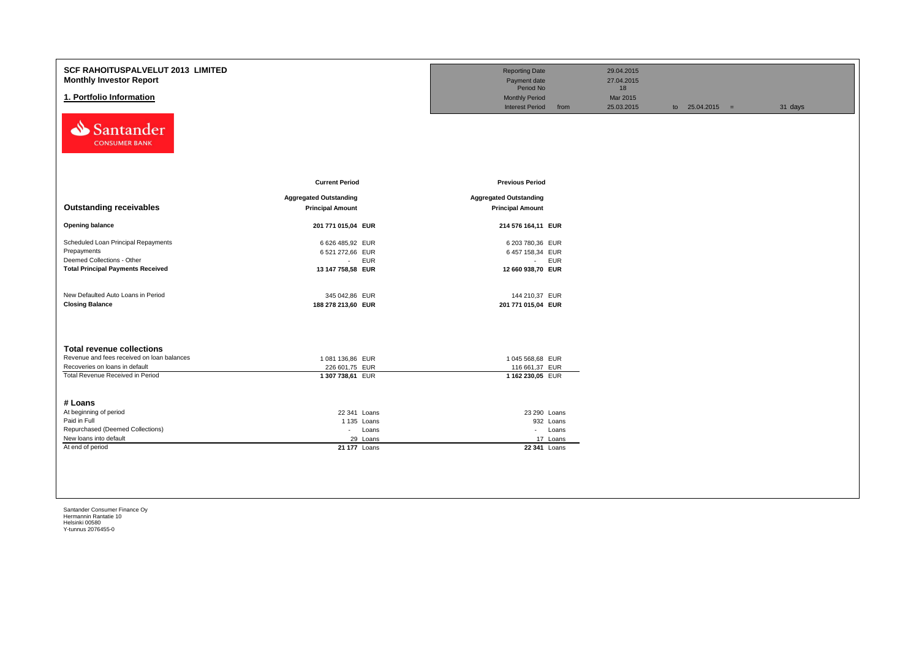# SCF RAHOITUSPALVELUT 2013 LIMITED
## Monthly Investor Report

## 1. Portfolio Information

| | | | | |
|---|---|---|---|---|
| Reporting Date | | 29.04.2015 | | |
| Payment date | | 27.04.2015 | | |
| Period No | | 18 | | |
| Monthly Period | | Mar 2015 | | |
| Interest Period | from | 25.03.2015 | to 25.04.2015 = | 31 days |

Santander CONSUMER BANK

| | Current Period | | Previous Period | |
|---|---|---|---|---|
| **Outstanding receivables** | **Aggregated Outstanding Principal Amount** | | **Aggregated Outstanding Principal Amount** | |
| **Opening balance** | **201 771 015,04** | **EUR** | **214 576 164,11** | **EUR** |
| Scheduled Loan Principal Repayments | 6 626 485,92 | EUR | 6 203 780,36 | EUR |
| Prepayments | 6 521 272,66 | EUR | 6 457 158,34 | EUR |
| Deemed Collections - Other | - | EUR | - | EUR |
| **Total Principal Payments Received** | **13 147 758,58** | **EUR** | **12 660 938,70** | **EUR** |
| New Defaulted Auto Loans in Period | 345 042,86 | EUR | 144 210,37 | EUR |
| **Closing Balance** | **188 278 213,60** | **EUR** | **201 771 015,04** | **EUR** |

### Total revenue collections

| | | | | |
|---|---|---|---|---|
| Revenue and fees received on loan balances | 1 081 136,86 | EUR | 1 045 568,68 | EUR |
| Recoveries on loans in default | 226 601,75 | EUR | 116 661,37 | EUR |
| Total Revenue Received in Period | **1 307 738,61** | EUR | **1 162 230,05** | EUR |

### # Loans

| | | | | |
|---|---|---|---|---|
| At beginning of period | 22 341 | Loans | 23 290 | Loans |
| Paid in Full | 1 135 | Loans | 932 | Loans |
| Repurchased (Deemed Collections) | - | Loans | - | Loans |
| New loans into default | 29 | Loans | 17 | Loans |
| At end of period | **21 177** | Loans | **22 341** | Loans |

Santander Consumer Finance Oy
Hermannin Rantatie 10
Helsinki 00580
Y-tunnus 2076455-0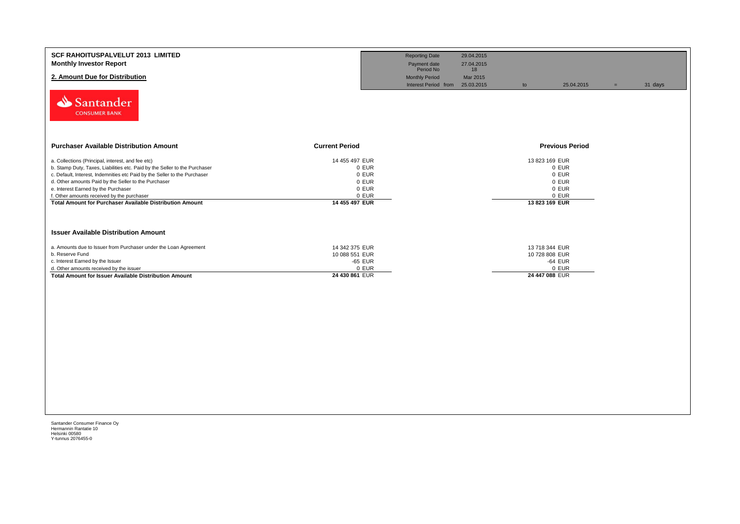**SCF RAHOITUSPALVELUT 2013 LIMITED**
**Monthly Investor Report**

## 2. Amount Due for Distribution

| | | | | | |
|---|---|---|---|---|---|
| Reporting Date | 29.04.2015 | | | | |
| Payment date | 27.04.2015 | | | | |
| Period No | 18 | | | | |
| Monthly Period | Mar 2015 | | | | |
| Interest Period from | 25.03.2015 | to | 25.04.2015 | = | 31 days |

Santander CONSUMER BANK

| Purchaser Available Distribution Amount | Current Period | Previous Period |
|---|---|---|
| a. Collections (Principal, interest, and fee etc) | 14 455 497 EUR | 13 823 169 EUR |
| b. Stamp Duty, Taxes, Liabilities etc. Paid by the Seller to the Purchaser | 0 EUR | 0 EUR |
| c. Default, Interest, Indemnities etc Paid by the Seller to the Purchaser | 0 EUR | 0 EUR |
| d. Other amounts Paid by the Seller to the Purchaser | 0 EUR | 0 EUR |
| e. Interest Earned by the Purchaser | 0 EUR | 0 EUR |
| f. Other amounts received by the purchaser | 0 EUR | 0 EUR |
| **Total Amount for Purchaser Available Distribution Amount** | **14 455 497 EUR** | **13 823 169 EUR** |

| Issuer Available Distribution Amount | Current Period | Previous Period |
|---|---|---|
| a. Amounts due to Issuer from Purchaser under the Loan Agreement | 14 342 375 EUR | 13 718 344 EUR |
| b. Reserve Fund | 10 088 551 EUR | 10 728 808 EUR |
| c. Interest Earned by the Issuer | -65 EUR | -64 EUR |
| d. Other amounts received by the issuer | 0 EUR | 0 EUR |
| **Total Amount for Issuer Available Distribution Amount** | **24 430 861 EUR** | **24 447 088 EUR** |

Santander Consumer Finance Oy
Hermannin Rantatie 10
Helsinki 00580
Y-tunnus 2076455-0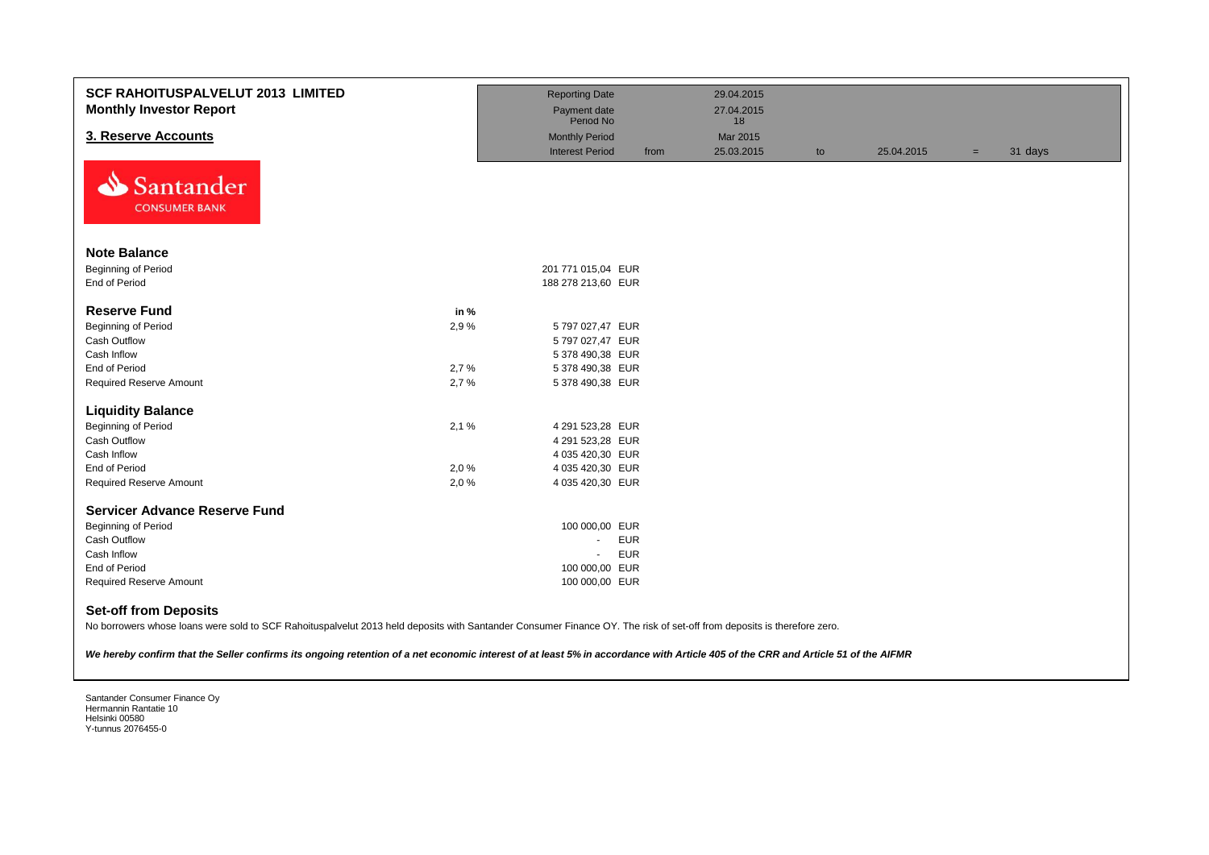# SCF RAHOITUSPALVELUT 2013 LIMITED
## Monthly Investor Report

| | | | | | | |
|---|---|---|---|---|---|---|
| Reporting Date | | 29.04.2015 | | | | |
| Payment date<br>Period No | | 27.04.2015<br>18 | | | | |
| Monthly Period | | Mar 2015 | | | | |
| Interest Period | from | 25.03.2015 | to | 25.04.2015 | = | 31 days |

## 3. Reserve Accounts

### Note Balance

| | | |
|---|---|---|
| Beginning of Period | | 201 771 015,04 EUR |
| End of Period | | 188 278 213,60 EUR |

### Reserve Fund

| | in % | |
|---|---|---|
| Beginning of Period | 2,9 % | 5 797 027,47 EUR |
| Cash Outflow | | 5 797 027,47 EUR |
| Cash Inflow | | 5 378 490,38 EUR |
| End of Period | 2,7 % | 5 378 490,38 EUR |
| Required Reserve Amount | 2,7 % | 5 378 490,38 EUR |

### Liquidity Balance

| | | |
|---|---|---|
| Beginning of Period | 2,1 % | 4 291 523,28 EUR |
| Cash Outflow | | 4 291 523,28 EUR |
| Cash Inflow | | 4 035 420,30 EUR |
| End of Period | 2,0 % | 4 035 420,30 EUR |
| Required Reserve Amount | 2,0 % | 4 035 420,30 EUR |

### Servicer Advance Reserve Fund

| | | |
|---|---|---|
| Beginning of Period | | 100 000,00 EUR |
| Cash Outflow | | - EUR |
| Cash Inflow | | - EUR |
| End of Period | | 100 000,00 EUR |
| Required Reserve Amount | | 100 000,00 EUR |

### Set-off from Deposits

No borrowers whose loans were sold to SCF Rahoituspalvelut 2013 held deposits with Santander Consumer Finance OY. The risk of set-off from deposits is therefore zero.

***We hereby confirm that the Seller confirms its ongoing retention of a net economic interest of at least 5% in accordance with Article 405 of the CRR and Article 51 of the AIFMR***

Santander Consumer Finance Oy
Hermannin Rantatie 10
Helsinki 00580
Y-tunnus 2076455-0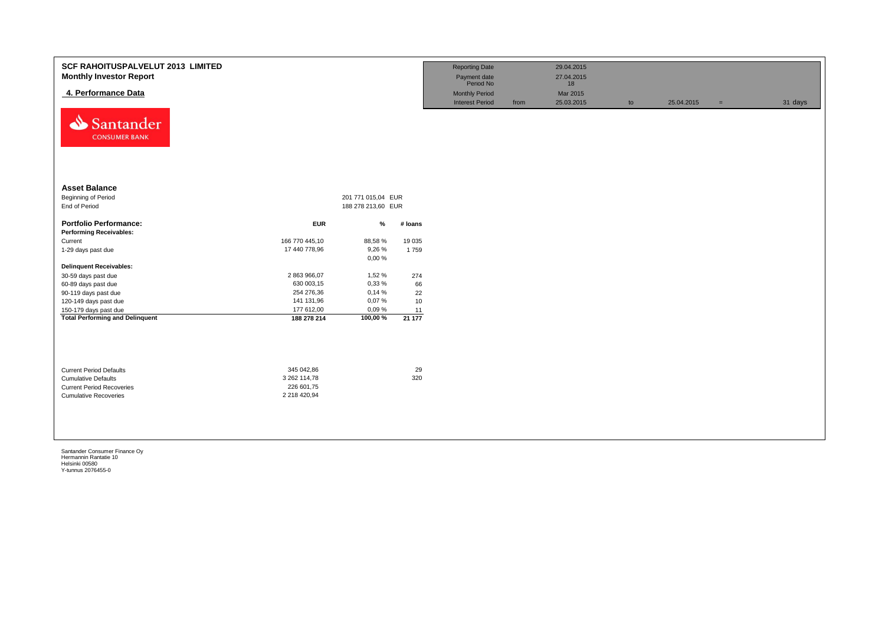# SCF RAHOITUSPALVELUT 2013 LIMITED
## Monthly Investor Report

### 4. Performance Data

| Reporting Date | | 29.04.2015 | | | | |
|---|---|---|---|---|---|---|
| Payment date | | 27.04.2015 | | | | |
| Period No | | 18 | | | | |
| Monthly Period | | Mar 2015 | | | | |
| Interest Period | from | 25.03.2015 | to | 25.04.2015 | = | 31 days |

### Asset Balance

| | | |
|---|---|---|
| Beginning of Period | 201 771 015,04 | EUR |
| End of Period | 188 278 213,60 | EUR |

| Portfolio Performance: | EUR | % | # loans |
|---|---|---|---|
| **Performing Receivables:** | | | |
| Current | 166 770 445,10 | 88,58 % | 19 035 |
| 1-29 days past due | 17 440 778,96 | 9,26 % | 1 759 |
| | | 0,00 % | |
| **Delinquent Receivables:** | | | |
| 30-59 days past due | 2 863 966,07 | 1,52 % | 274 |
| 60-89 days past due | 630 003,15 | 0,33 % | 66 |
| 90-119 days past due | 254 276,36 | 0,14 % | 22 |
| 120-149 days past due | 141 131,96 | 0,07 % | 10 |
| 150-179 days past due | 177 612,00 | 0,09 % | 11 |
| **Total Performing and Delinquent** | **188 278 214** | **100,00 %** | **21 177** |

| | EUR | # loans |
|---|---|---|
| Current Period Defaults | 345 042,86 | 29 |
| Cumulative Defaults | 3 262 114,78 | 320 |
| Current Period Recoveries | 226 601,75 | |
| Cumulative Recoveries | 2 218 420,94 | |

Santander Consumer Finance Oy
Hermannin Rantatie 10
Helsinki 00580
Y-tunnus 2076455-0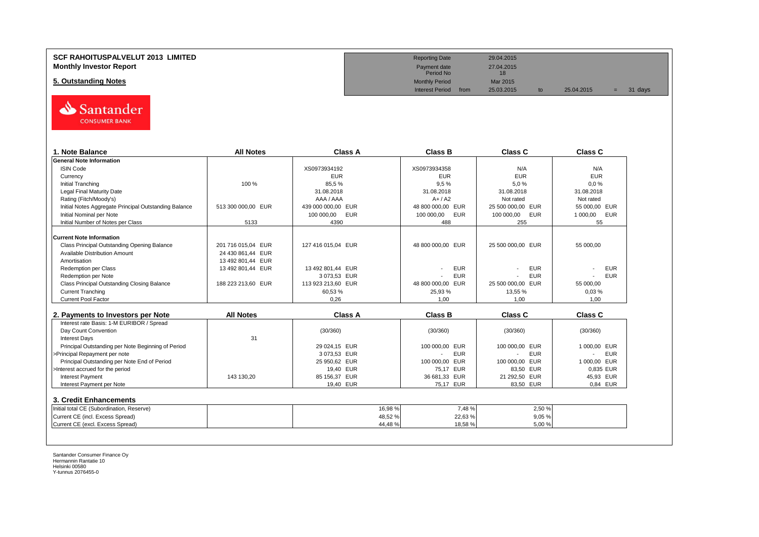# SCF RAHOITUSPALVELUT 2013 LIMITED
## Monthly Investor Report

## 5. Outstanding Notes

| | | | | | |
|---|---|---|---|---|---|
| Reporting Date | | 29.04.2015 | | | |
| Payment date | | 27.04.2015 | | | |
| Period No | | 18 | | | |
| Monthly Period | | Mar 2015 | | | |
| Interest Period | from | 25.03.2015 | to | 25.04.2015 | = 31 days |

| 1. Note Balance | All Notes | Class A | Class B | Class C | Class C |
|---|---|---|---|---|---|
| **General Note Information** | | | | | |
| ISIN Code | | XS0973934192 | XS0973934358 | N/A | N/A |
| Currency | | EUR | EUR | EUR | EUR |
| Initial Tranching | 100 % | 85,5 % | 9,5 % | 5,0 % | 0,0 % |
| Legal Final Maturity Date | | 31.08.2018 | 31.08.2018 | 31.08.2018 | 31.08.2018 |
| Rating (Fitch/Moody's) | | AAA / AAA | A+ / A2 | Not rated | Not rated |
| Initial Notes Aggregate Principal Outstanding Balance | 513 300 000,00 EUR | 439 000 000,00 EUR | 48 800 000,00 EUR | 25 500 000,00 EUR | 55 000,00 EUR |
| Initial Nominal per Note | | 100 000,00 EUR | 100 000,00 EUR | 100 000,00 EUR | 1 000,00 EUR |
| Initial Number of Notes per Class | 5133 | 4390 | 488 | 255 | 55 |
| **Current Note Information** | | | | | |
| Class Principal Outstanding Opening Balance | 201 716 015,04 EUR | 127 416 015,04 EUR | 48 800 000,00 EUR | 25 500 000,00 EUR | 55 000,00 |
| Available Distribution Amount | 24 430 861,44 EUR | | | | |
| Amortisation | 13 492 801,44 EUR | | | | |
| Redemption per Class | 13 492 801,44 EUR | 13 492 801,44 EUR | - EUR | - EUR | - EUR |
| Redemption per Note | | 3 073,53 EUR | - EUR | - EUR | - EUR |
| Class Principal Outstanding Closing Balance | 188 223 213,60 EUR | 113 923 213,60 EUR | 48 800 000,00 EUR | 25 500 000,00 EUR | 55 000,00 |
| Current Tranching | | 60,53 % | 25,93 % | 13,55 % | 0,03 % |
| Current Pool Factor | | 0,26 | 1,00 | 1,00 | 1,00 |

| 2. Payments to Investors per Note | All Notes | Class A | Class B | Class C | Class C |
|---|---|---|---|---|---|
| Interest rate Basis: 1-M EURIBOR / Spread | | | | | |
| Day Count Convention | | (30/360) | (30/360) | (30/360) | (30/360) |
| Interest Days | 31 | | | | |
| Principal Outstanding per Note Beginning of Period | | 29 024,15 EUR | 100 000,00 EUR | 100 000,00 EUR | 1 000,00 EUR |
| >Principal Repayment per note | | 3 073,53 EUR | - EUR | - EUR | - EUR |
| Principal Outstanding per Note End of Period | | 25 950,62 EUR | 100 000,00 EUR | 100 000,00 EUR | 1 000,00 EUR |
| >Interest accrued for the period | | 19,40 EUR | 75,17 EUR | 83,50 EUR | 0,835 EUR |
| Interest Payment | 143 130,20 | 85 156,37 EUR | 36 681,33 EUR | 21 292,50 EUR | 45,93 EUR |
| Interest Payment per Note | | 19,40 EUR | 75,17 EUR | 83,50 EUR | 0,84 EUR |

### 3. Credit Enhancements

| | | | | | |
|---|---|---|---|---|---|
| Initial total CE (Subordination, Reserve) | | 16,98 % | 7,48 % | 2,50 % | |
| Current CE (incl. Excess Spread) | | 48,52 % | 22,63 % | 9,05 % | |
| Current CE (excl. Excess Spread) | | 44,48 % | 18,58 % | 5,00 % | |

Santander Consumer Finance Oy
Hermannin Rantatie 10
Helsinki 00580
Y-tunnus 2076455-0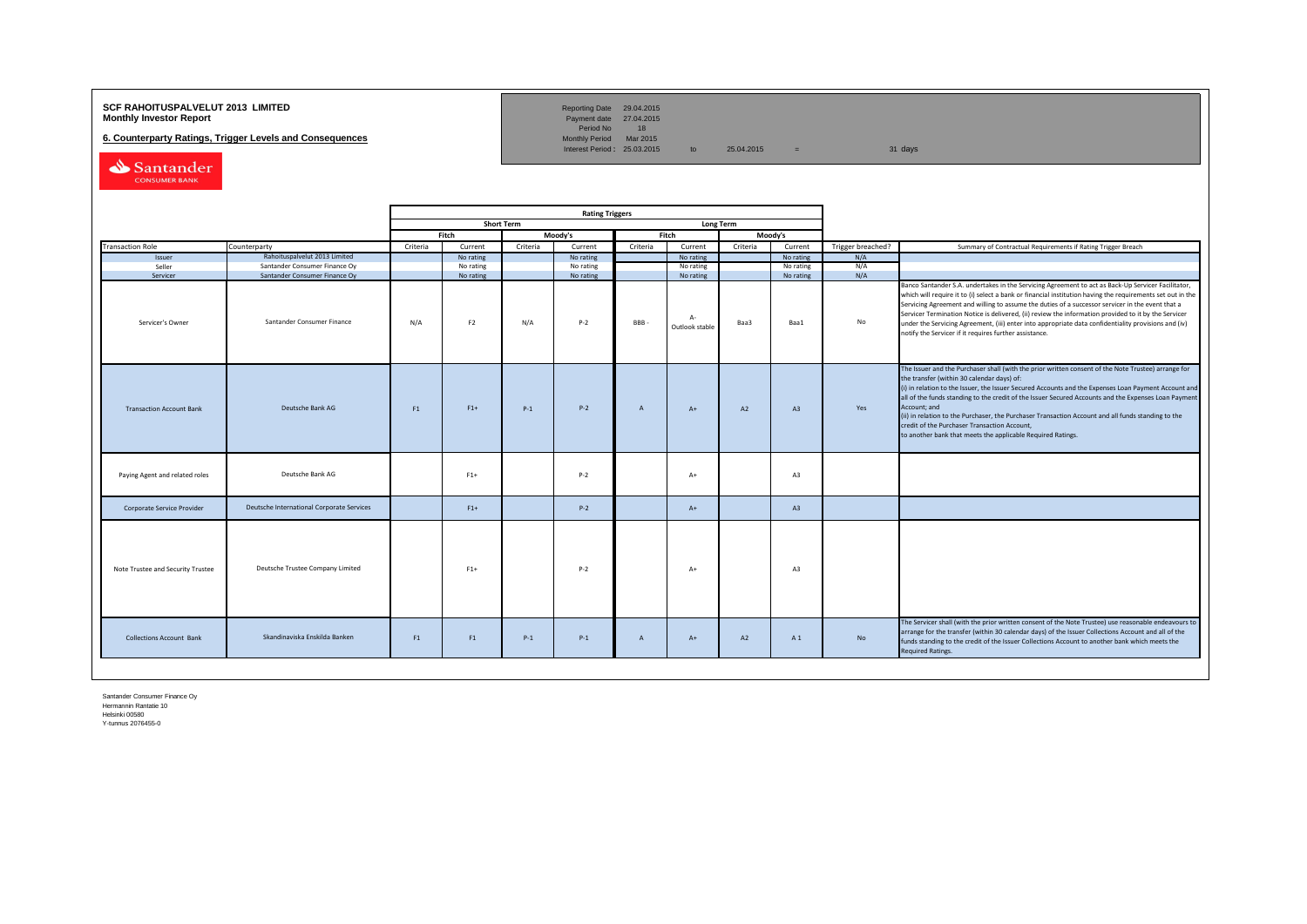**SCF RAHOITUSPALVELUT 2013 LIMITED**
**Monthly Investor Report**

**6. Counterparty Ratings, Trigger Levels and Consequences**

| | | | | |
|---|---|---|---|---|
| Reporting Date | 29.04.2015 | | | |
| Payment date | 27.04.2015 | | | |
| Period No | 18 | | | |
| Monthly Period | Mar 2015 | | | |
| Interest Period : | 25.03.2015 | to 25.04.2015 | = | 31 days |

| | | Rating Triggers | | | | | | | | | |
|---|---|---|---|---|---|---|---|---|---|---|---|
| | | Short Term | | | | Long Term | | | | | |
| | | Fitch | | Moody's | | Fitch | | Moody's | | | |
| Transaction Role | Counterparty | Criteria | Current | Criteria | Current | Criteria | Current | Criteria | Current | Trigger breached? | Summary of Contractual Requirements if Rating Trigger Breach |
| Issuer | Rahoituspalvelut 2013 Limited | | No rating | | No rating | | No rating | | No rating | N/A | |
| Seller | Santander Consumer Finance Oy | | No rating | | No rating | | No rating | | No rating | N/A | |
| Servicer | Santander Consumer Finance Oy | | No rating | | No rating | | No rating | | No rating | N/A | |
| Servicer's Owner | Santander Consumer Finance | N/A | F2 | N/A | P-2 | BBB - | A- Outlook stable | Baa3 | Baa1 | No | Banco Santander S.A. undertakes in the Servicing Agreement to act as Back-Up Servicer Facilitator, which will require it to (i) select a bank or financial institution having the requirements set out in the Servicing Agreement and willing to assume the duties of a successor servicer in the event that a Servicer Termination Notice is delivered, (ii) review the information provided to it by the Servicer under the Servicing Agreement, (iii) enter into appropriate data confidentiality provisions and (iv) notify the Servicer if it requires further assistance. |
| Transaction Account Bank | Deutsche Bank AG | F1 | F1+ | P-1 | P-2 | A | A+ | A2 | A3 | Yes | The Issuer and the Purchaser shall (with the prior written consent of the Note Trustee) arrange for the transfer (within 30 calendar days) of: (i) in relation to the Issuer, the Issuer Secured Accounts and the Expenses Loan Payment Account and all of the funds standing to the credit of the Issuer Secured Accounts and the Expenses Loan Payment Account; and (ii) in relation to the Purchaser, the Purchaser Transaction Account and all funds standing to the credit of the Purchaser Transaction Account, to another bank that meets the applicable Required Ratings. |
| Paying Agent and related roles | Deutsche Bank AG | | F1+ | | P-2 | | A+ | | A3 | | |
| Corporate Service Provider | Deutsche International Corporate Services | | F1+ | | P-2 | | A+ | | A3 | | |
| Note Trustee and Security Trustee | Deutsche Trustee Company Limited | | F1+ | | P-2 | | A+ | | A3 | | |
| Collections Account Bank | Skandinaviska Enskilda Banken | F1 | F1 | P-1 | P-1 | A | A+ | A2 | A 1 | No | The Servicer shall (with the prior written consent of the Note Trustee) use reasonable endeavours to arrange for the transfer (within 30 calendar days) of the Issuer Collections Account and all of the funds standing to the credit of the Issuer Collections Account to another bank which meets the Required Ratings. |

Santander Consumer Finance Oy
Hermannin Rantatie 10
Helsinki 00580
Y-tunnus 2076455-0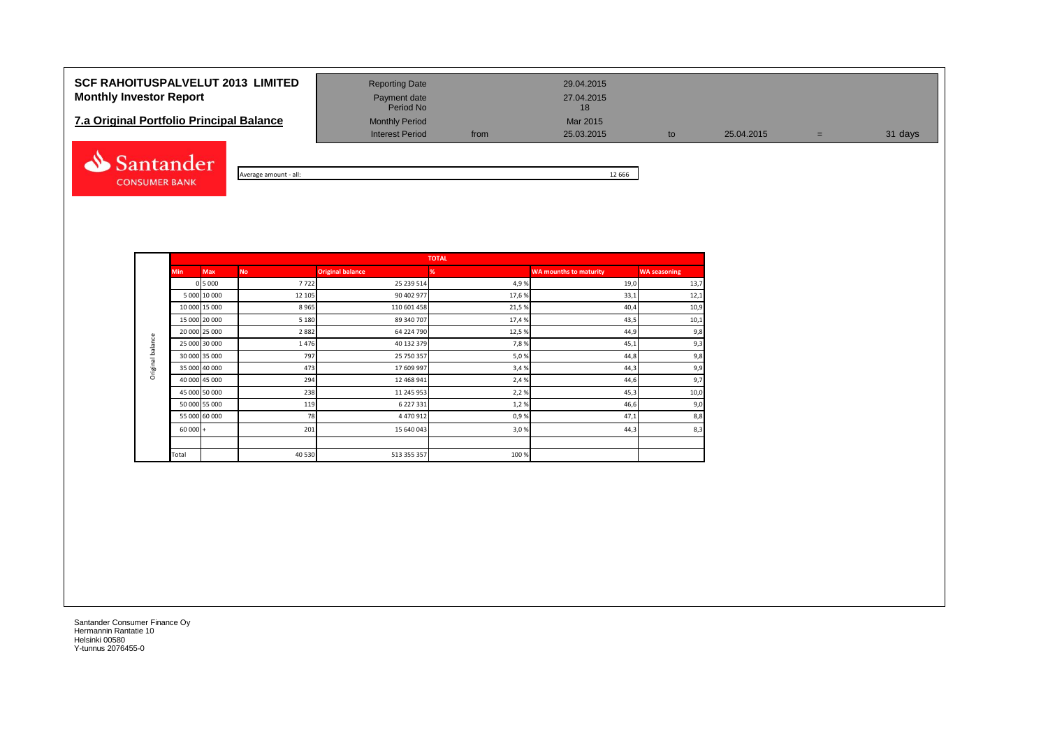# SCF RAHOITUSPALVELUT 2013 LIMITED
## Monthly Investor Report

## 7.a Original Portfolio Principal Balance

| | | | | | | | |
|---|---|---|---|---|---|---|---|
| Reporting Date | | 29.04.2015 | | | | | |
| Payment date | | 27.04.2015 | | | | | |
| Period No | | 18 | | | | | |
| Monthly Period | | Mar 2015 | | | | | |
| Interest Period | from | 25.03.2015 | to | 25.04.2015 | = | 31 days | |

Average amount - all: 12 666

| | TOTAL | | | | | | |
|---|---|---|---|---|---|---|---|
| | Min | Max | No | Original balance | % | WA mounths to maturity | WA seasoning |
| Original balance | 0 | 5 000 | 7 722 | 25 239 514 | 4,9 % | 19,0 | 13,7 |
| | 5 000 | 10 000 | 12 105 | 90 402 977 | 17,6 % | 33,1 | 12,1 |
| | 10 000 | 15 000 | 8 965 | 110 601 458 | 21,5 % | 40,4 | 10,9 |
| | 15 000 | 20 000 | 5 180 | 89 340 707 | 17,4 % | 43,5 | 10,1 |
| | 20 000 | 25 000 | 2 882 | 64 224 790 | 12,5 % | 44,9 | 9,8 |
| | 25 000 | 30 000 | 1 476 | 40 132 379 | 7,8 % | 45,1 | 9,3 |
| | 30 000 | 35 000 | 797 | 25 750 357 | 5,0 % | 44,8 | 9,8 |
| | 35 000 | 40 000 | 473 | 17 609 997 | 3,4 % | 44,3 | 9,9 |
| | 40 000 | 45 000 | 294 | 12 468 941 | 2,4 % | 44,6 | 9,7 |
| | 45 000 | 50 000 | 238 | 11 245 953 | 2,2 % | 45,3 | 10,0 |
| | 50 000 | 55 000 | 119 | 6 227 331 | 1,2 % | 46,6 | 9,0 |
| | 55 000 | 60 000 | 78 | 4 470 912 | 0,9 % | 47,1 | 8,8 |
| | 60 000 | + | 201 | 15 640 043 | 3,0 % | 44,3 | 8,3 |
| | | | | | | | |
| | Total | | 40 530 | 513 355 357 | 100 % | | |

Santander Consumer Finance Oy
Hermannin Rantatie 10
Helsinki 00580
Y-tunnus 2076455-0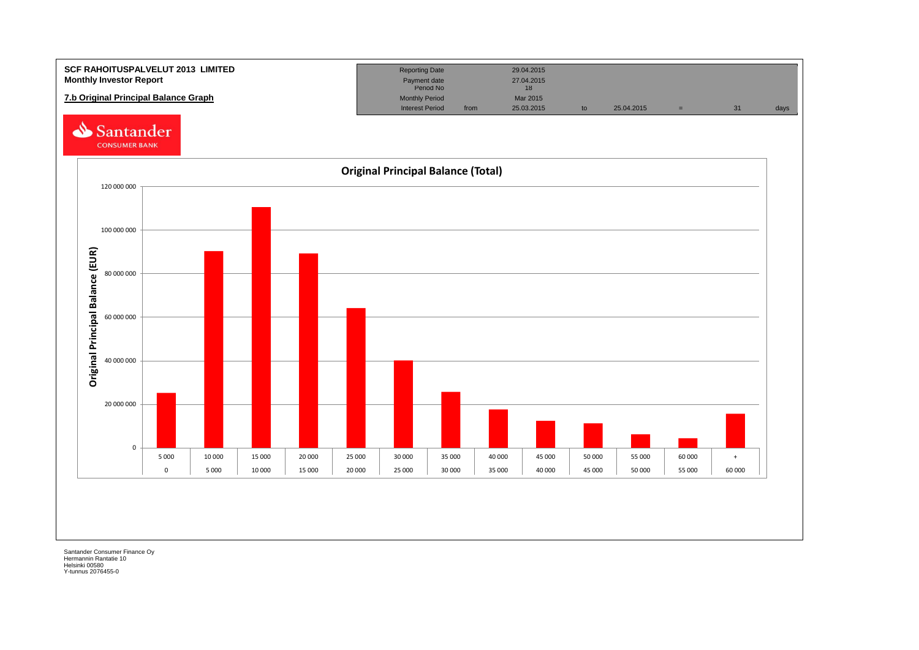**SCF RAHOITUSPALVELUT 2013 LIMITED**
**Monthly Investor Report**

**7.b Original Principal Balance Graph**

| Reporting Date | | 29.04.2015 | | | | | |
|---|---|---|---|---|---|---|---|
| Payment date | | 27.04.2015 | | | | | |
| Period No | | 18 | | | | | |
| Monthly Period | | Mar 2015 | | | | | |
| Interest Period | from | 25.03.2015 | to | 25.04.2015 | = | 31 | days |

Santander CONSUMER BANK

**Original Principal Balance (Total)**

Original Principal Balance (EUR)

| From | To | Original Principal Balance (EUR, approx.) |
|---|---|---|
| 0 | 5 000 | 25 000 000 |
| 5 000 | 10 000 | 90 000 000 |
| 10 000 | 15 000 | 110 000 000 |
| 15 000 | 20 000 | 89 000 000 |
| 20 000 | 25 000 | 64 000 000 |
| 25 000 | 30 000 | 40 000 000 |
| 30 000 | 35 000 | 26 000 000 |
| 35 000 | 40 000 | 18 000 000 |
| 40 000 | 45 000 | 12 000 000 |
| 45 000 | 50 000 | 11 000 000 |
| 50 000 | 55 000 | 6 000 000 |
| 55 000 | 60 000 | 4 000 000 |
| 60 000 | + | 16 000 000 |

Santander Consumer Finance Oy
Hermannin Rantatie 10
Helsinki 00580
Y-tunnus 2076455-0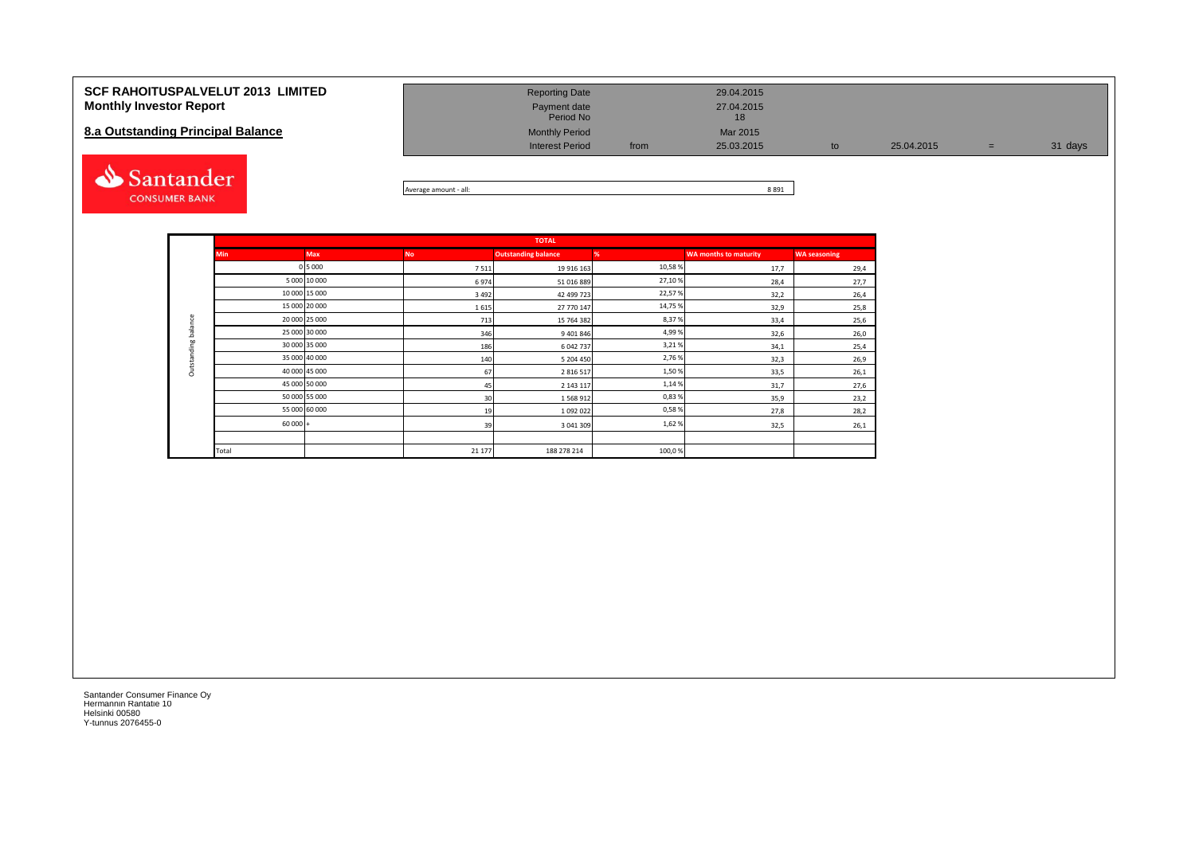# SCF RAHOITUSPALVELUT 2013 LIMITED
## Monthly Investor Report

### 8.a Outstanding Principal Balance

| | | | | | | |
|---|---|---|---|---|---|---|
| Reporting Date | | 29.04.2015 | | | | |
| Payment date | | 27.04.2015 | | | | |
| Period No | | 18 | | | | |
| Monthly Period | | Mar 2015 | | | | |
| Interest Period | from | 25.03.2015 | to | 25.04.2015 | = | 31 days |

Average amount - all: 8 891

| | TOTAL | | | | | | |
|---|---|---|---|---|---|---|---|
| **Outstanding balance** | **Min** | **Max** | **No** | **Outstanding balance** | **%** | **WA months to maturity** | **WA seasoning** |
| | 0 | 5 000 | 7 511 | 19 916 163 | 10,58 % | 17,7 | 29,4 |
| | 5 000 | 10 000 | 6 974 | 51 016 889 | 27,10 % | 28,4 | 27,7 |
| | 10 000 | 15 000 | 3 492 | 42 499 723 | 22,57 % | 32,2 | 26,4 |
| | 15 000 | 20 000 | 1 615 | 27 770 147 | 14,75 % | 32,9 | 25,8 |
| | 20 000 | 25 000 | 713 | 15 764 382 | 8,37 % | 33,4 | 25,6 |
| | 25 000 | 30 000 | 346 | 9 401 846 | 4,99 % | 32,6 | 26,0 |
| | 30 000 | 35 000 | 186 | 6 042 737 | 3,21 % | 34,1 | 25,4 |
| | 35 000 | 40 000 | 140 | 5 204 450 | 2,76 % | 32,3 | 26,9 |
| | 40 000 | 45 000 | 67 | 2 816 517 | 1,50 % | 33,5 | 26,1 |
| | 45 000 | 50 000 | 45 | 2 143 117 | 1,14 % | 31,7 | 27,6 |
| | 50 000 | 55 000 | 30 | 1 568 912 | 0,83 % | 35,9 | 23,2 |
| | 55 000 | 60 000 | 19 | 1 092 022 | 0,58 % | 27,8 | 28,2 |
| | 60 000 | + | 39 | 3 041 309 | 1,62 % | 32,5 | 26,1 |
| | | | | | | | |
| | Total | | 21 177 | 188 278 214 | 100,0 % | | |

Santander Consumer Finance Oy
Hermannin Rantatie 10
Helsinki 00580
Y-tunnus 2076455-0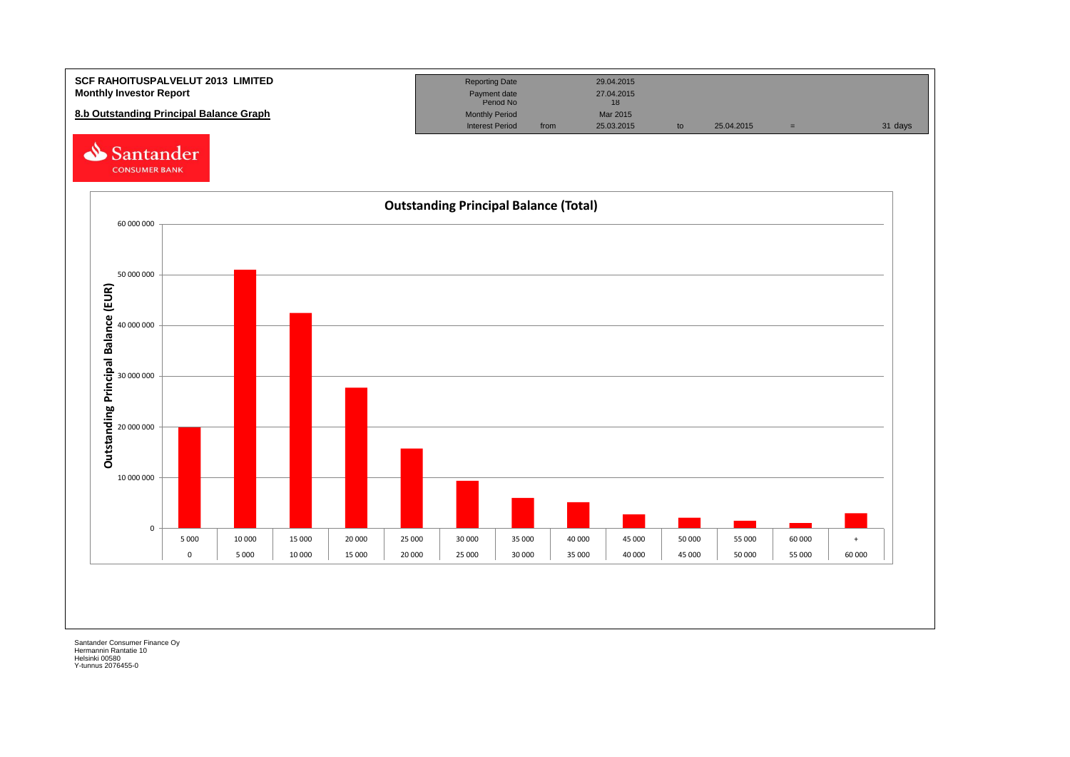**SCF RAHOITUSPALVELUT 2013 LIMITED**
**Monthly Investor Report**

**8.b Outstanding Principal Balance Graph**

| Reporting Date | | 29.04.2015 | | | | |
|---|---|---|---|---|---|---|
| Payment date | | 27.04.2015 | | | | |
| Period No | | 18 | | | | |
| Monthly Period | | Mar 2015 | | | | |
| Interest Period | from | 25.03.2015 | to | 25.04.2015 | = | 31 days |

Santander CONSUMER BANK

**Outstanding Principal Balance (Total)**

Outstanding Principal Balance (EUR)

| From | To |
|---|---|
| 0 | 5 000 |
| 5 000 | 10 000 |
| 10 000 | 15 000 |
| 15 000 | 20 000 |
| 20 000 | 25 000 |
| 25 000 | 30 000 |
| 30 000 | 35 000 |
| 35 000 | 40 000 |
| 40 000 | 45 000 |
| 45 000 | 50 000 |
| 50 000 | 55 000 |
| 55 000 | 60 000 |
| 60 000 | + |

Santander Consumer Finance Oy
Hermannin Rantatie 10
Helsinki 00580
Y-tunnus 2076455-0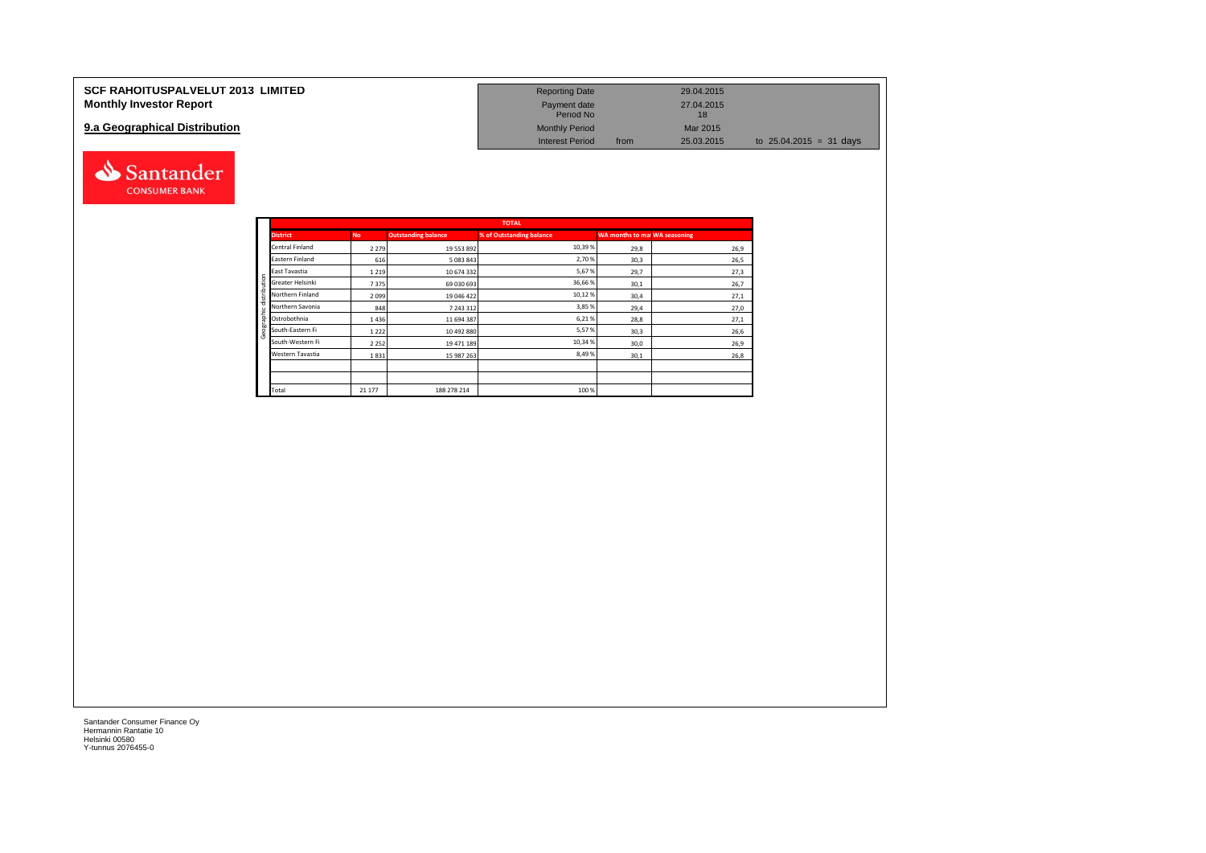# SCF RAHOITUSPALVELUT 2013 LIMITED
## Monthly Investor Report

### 9.a Geographical Distribution

| | | | |
|---|---|---|---|
| Reporting Date | | 29.04.2015 | |
| Payment date | | 27.04.2015 | |
| Period No | | 18 | |
| Monthly Period | | Mar 2015 | |
| Interest Period | from | 25.03.2015 | to 25.04.2015 = 31 days |

| | TOTAL | | | | |
|---|---|---|---|---|---|
| **District** | **No** | **Outstanding balance** | **% of Outstanding balance** | **WA months to mat** | **WA seasoning** |
| Central Finland | 2 279 | 19 553 892 | 10,39 % | 29,8 | 26,9 |
| Eastern Finland | 616 | 5 083 843 | 2,70 % | 30,3 | 26,5 |
| East Tavastia | 1 219 | 10 674 332 | 5,67 % | 29,7 | 27,3 |
| Greater Helsinki | 7 375 | 69 030 693 | 36,66 % | 30,1 | 26,7 |
| Northern Finland | 2 099 | 19 046 422 | 10,12 % | 30,4 | 27,1 |
| Northern Savonia | 848 | 7 243 312 | 3,85 % | 29,4 | 27,0 |
| Ostrobothnia | 1 436 | 11 694 387 | 6,21 % | 28,8 | 27,1 |
| South-Eastern Fi | 1 222 | 10 492 880 | 5,57 % | 30,3 | 26,6 |
| South-Western Fi | 2 252 | 19 471 189 | 10,34 % | 30,0 | 26,9 |
| Western Tavastia | 1 831 | 15 987 263 | 8,49 % | 30,1 | 26,8 |
| | | | | | |
| | | | | | |
| Total | 21 177 | 188 278 214 | 100 % | | |

Santander Consumer Finance Oy
Hermannin Rantatie 10
Helsinki 00580
Y-tunnus 2076455-0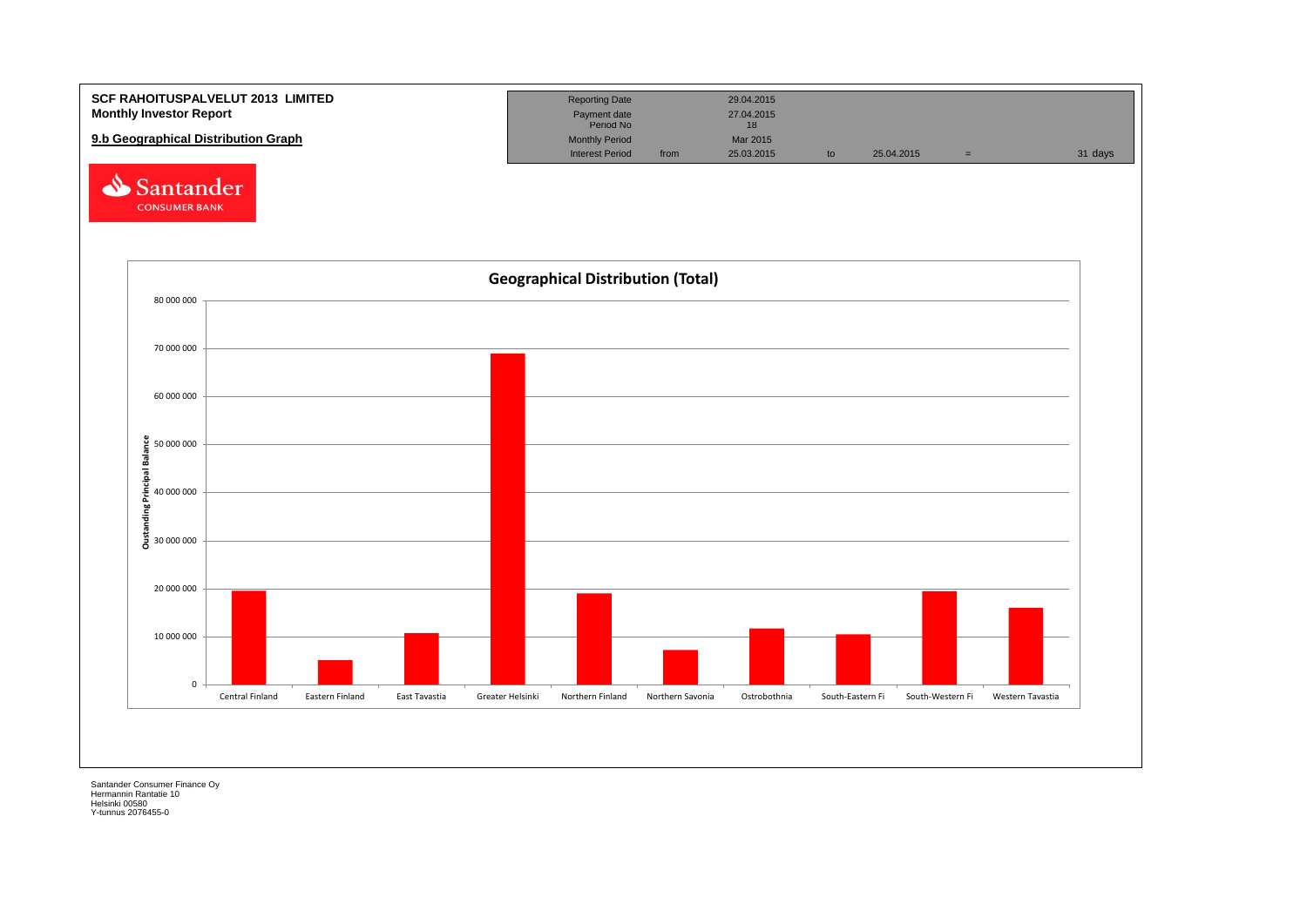**SCF RAHOITUSPALVELUT 2013 LIMITED**
**Monthly Investor Report**

**9.b Geographical Distribution Graph**

| | | | | | | |
|---|---|---|---|---|---|---|
| Reporting Date | | 29.04.2015 | | | | |
| Payment date | | 27.04.2015 | | | | |
| Period No | | 18 | | | | |
| Monthly Period | | Mar 2015 | | | | |
| Interest Period | from | 25.03.2015 | to | 25.04.2015 | = | 31 days |

Santander CONSUMER BANK

## Geographical Distribution (Total)

Oustanding Principal Balance

| Region | Oustanding Principal Balance (approx.) |
|---|---|
| Central Finland | 19 600 000 |
| Eastern Finland | 5 100 000 |
| East Tavastia | 10 700 000 |
| Greater Helsinki | 69 000 000 |
| Northern Finland | 19 000 000 |
| Northern Savonia | 7 200 000 |
| Ostrobothnia | 11 700 000 |
| South-Eastern Fi | 10 500 000 |
| South-Western Fi | 19 500 000 |
| Western Tavastia | 16 000 000 |

Santander Consumer Finance Oy
Hermannin Rantatie 10
Helsinki 00580
Y-tunnus 2076455-0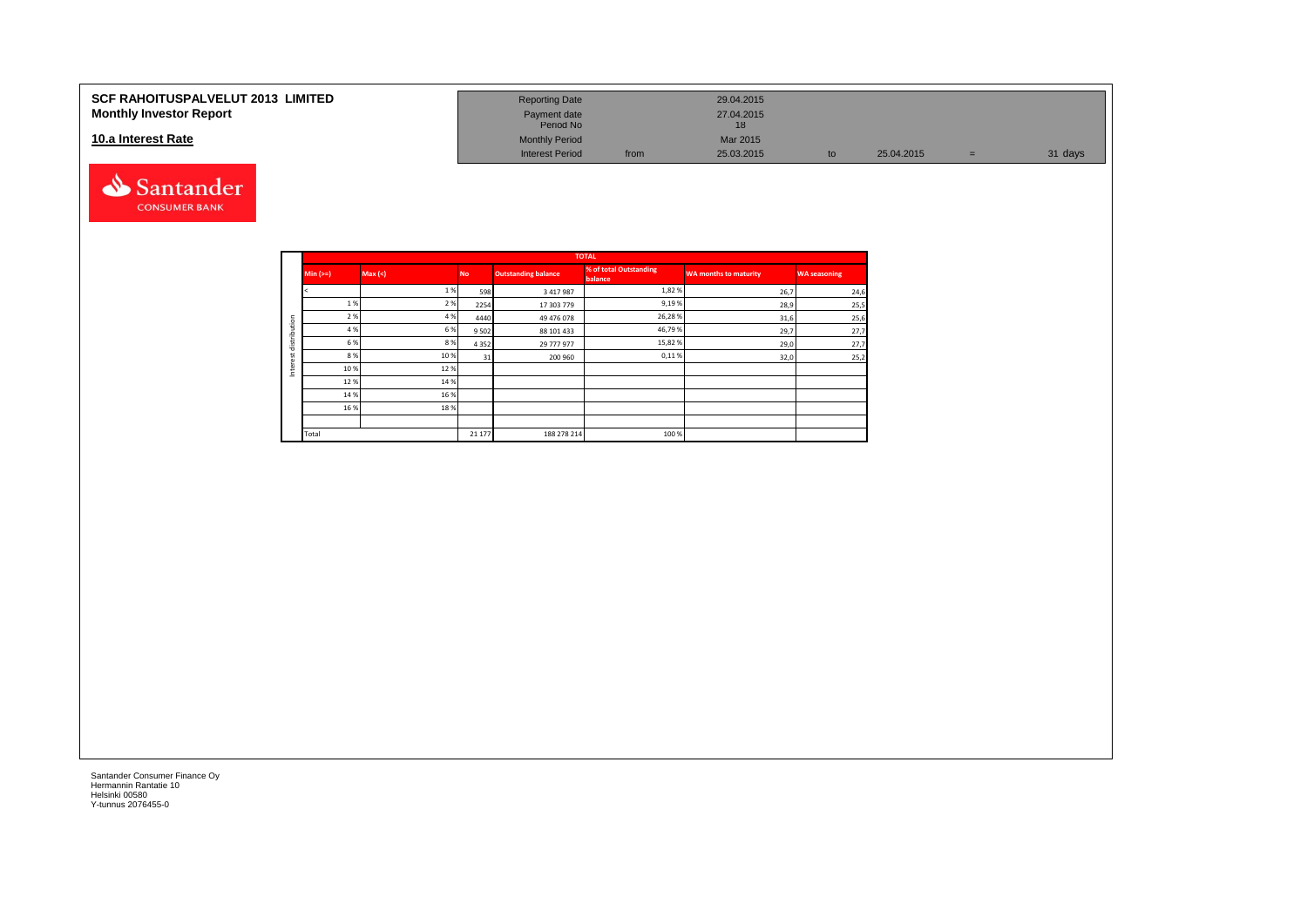**SCF RAHOITUSPALVELUT 2013 LIMITED**
**Monthly Investor Report**

**10.a Interest Rate**

| | | | | | | |
|---|---|---|---|---|---|---|
| Reporting Date | | 29.04.2015 | | | | |
| Payment date | | 27.04.2015 | | | | |
| Period No | | 18 | | | | |
| Monthly Period | | Mar 2015 | | | | |
| Interest Period | from | 25.03.2015 | to | 25.04.2015 | = | 31 days |

| | TOTAL | | | | | | |
|---|---|---|---|---|---|---|---|
| | Min (>=) | Max (<) | No | Outstanding balance | % of total Outstanding balance | WA months to maturity | WA seasoning |
| Interest distribution | < | 1 % | 598 | 3 417 987 | 1,82 % | 26,7 | 24,6 |
| | 1 % | 2 % | 2254 | 17 303 779 | 9,19 % | 28,9 | 25,5 |
| | 2 % | 4 % | 4440 | 49 476 078 | 26,28 % | 31,6 | 25,6 |
| | 4 % | 6 % | 9 502 | 88 101 433 | 46,79 % | 29,7 | 27,7 |
| | 6 % | 8 % | 4 352 | 29 777 977 | 15,82 % | 29,0 | 27,7 |
| | 8 % | 10 % | 31 | 200 960 | 0,11 % | 32,0 | 25,2 |
| | 10 % | 12 % | | | | | |
| | 12 % | 14 % | | | | | |
| | 14 % | 16 % | | | | | |
| | 16 % | 18 % | | | | | |
| | | | | | | | |
| | Total | | 21 177 | 188 278 214 | 100 % | | |

Santander Consumer Finance Oy
Hermannin Rantatie 10
Helsinki 00580
Y-tunnus 2076455-0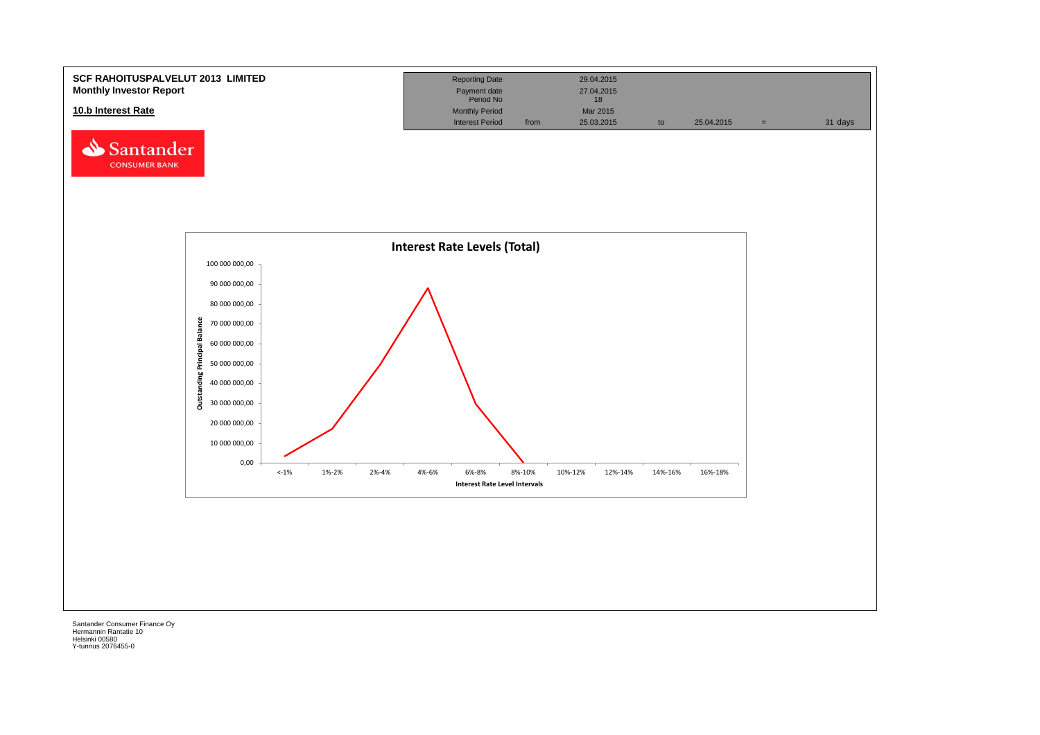**SCF RAHOITUSPALVELUT 2013 LIMITED**
**Monthly Investor Report**

**10.b Interest Rate**

| Reporting Date | | 29.04.2015 | | | | |
|---|---|---|---|---|---|---|
| Payment date | | 27.04.2015 | | | | |
| Period No | | 18 | | | | |
| Monthly Period | | Mar 2015 | | | | |
| Interest Period | from | 25.03.2015 | to | 25.04.2015 | = | 31 days |

Santander CONSUMER BANK

**Interest Rate Levels (Total)**

Outstanding Principal Balance: 100 000 000,00; 90 000 000,00; 80 000 000,00; 70 000 000,00; 60 000 000,00; 50 000 000,00; 40 000 000,00; 30 000 000,00; 20 000 000,00; 10 000 000,00; 0,00

Interest Rate Level Intervals: <-1%; 1%-2%; 2%-4%; 4%-6%; 6%-8%; 8%-10%; 10%-12%; 12%-14%; 14%-16%; 16%-18%

Santander Consumer Finance Oy
Hermannin Rantatie 10
Helsinki 00580
Y-tunnus 2076455-0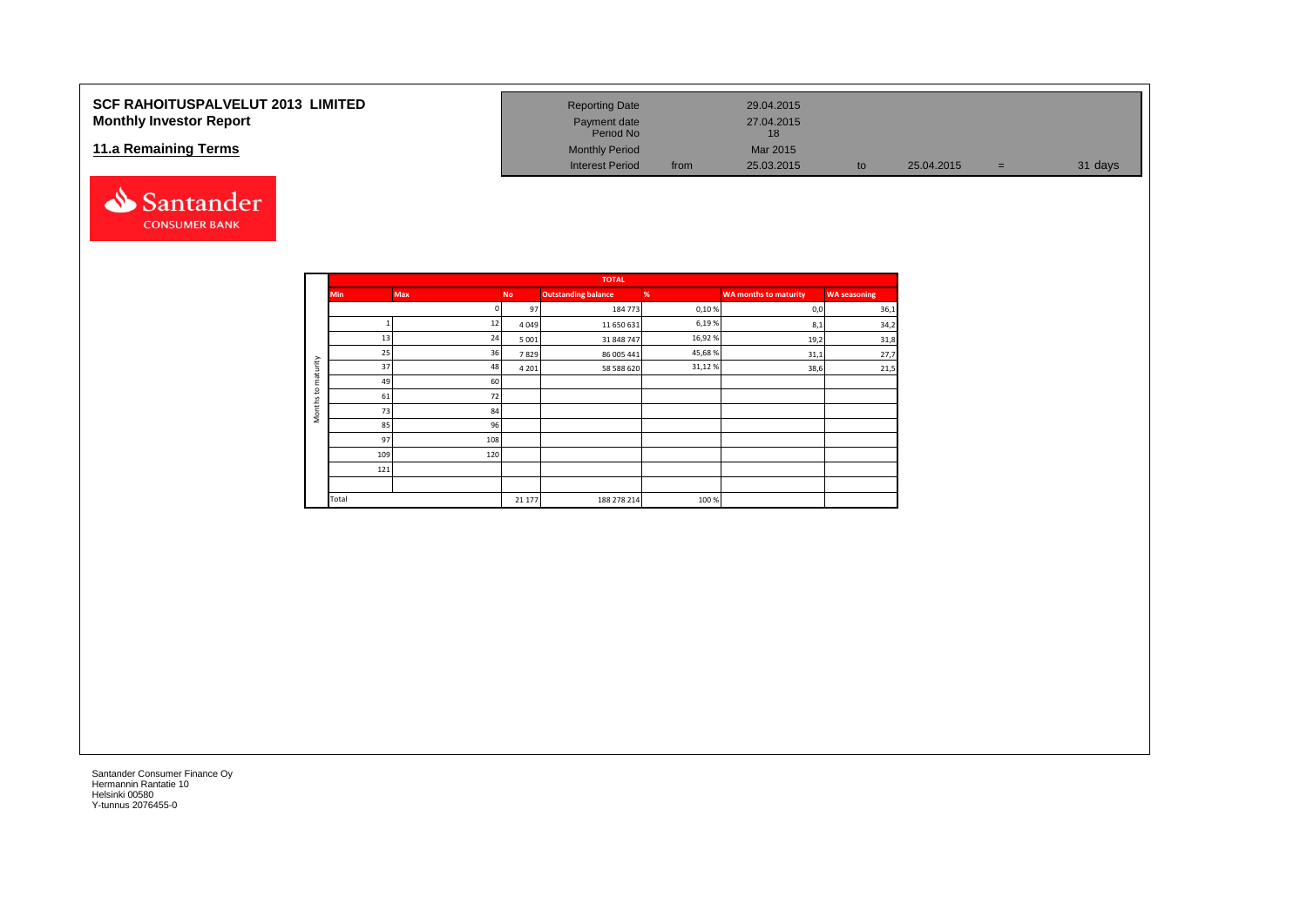# SCF RAHOITUSPALVELUT 2013 LIMITED
## Monthly Investor Report

## 11.a Remaining Terms

| Reporting Date | | 29.04.2015 | | | | |
|---|---|---|---|---|---|---|
| Payment date | | 27.04.2015 | | | | |
| Period No | | 18 | | | | |
| Monthly Period | | Mar 2015 | | | | |
| Interest Period | from | 25.03.2015 | to | 25.04.2015 | = | 31 days |

| | TOTAL | | | | | | |
|---|---|---|---|---|---|---|---|
| | Min | Max | No | Outstanding balance | % | WA months to maturity | WA seasoning |
| Months to maturity | | 0 | 97 | 184 773 | 0,10 % | 0,0 | 36,1 |
| | 1 | 12 | 4 049 | 11 650 631 | 6,19 % | 8,1 | 34,2 |
| | 13 | 24 | 5 001 | 31 848 747 | 16,92 % | 19,2 | 31,8 |
| | 25 | 36 | 7 829 | 86 005 441 | 45,68 % | 31,1 | 27,7 |
| | 37 | 48 | 4 201 | 58 588 620 | 31,12 % | 38,6 | 21,5 |
| | 49 | 60 | | | | | |
| | 61 | 72 | | | | | |
| | 73 | 84 | | | | | |
| | 85 | 96 | | | | | |
| | 97 | 108 | | | | | |
| | 109 | 120 | | | | | |
| | 121 | | | | | | |
| | | | | | | | |
| | Total | | 21 177 | 188 278 214 | 100 % | | |

Santander Consumer Finance Oy
Hermannin Rantatie 10
Helsinki 00580
Y-tunnus 2076455-0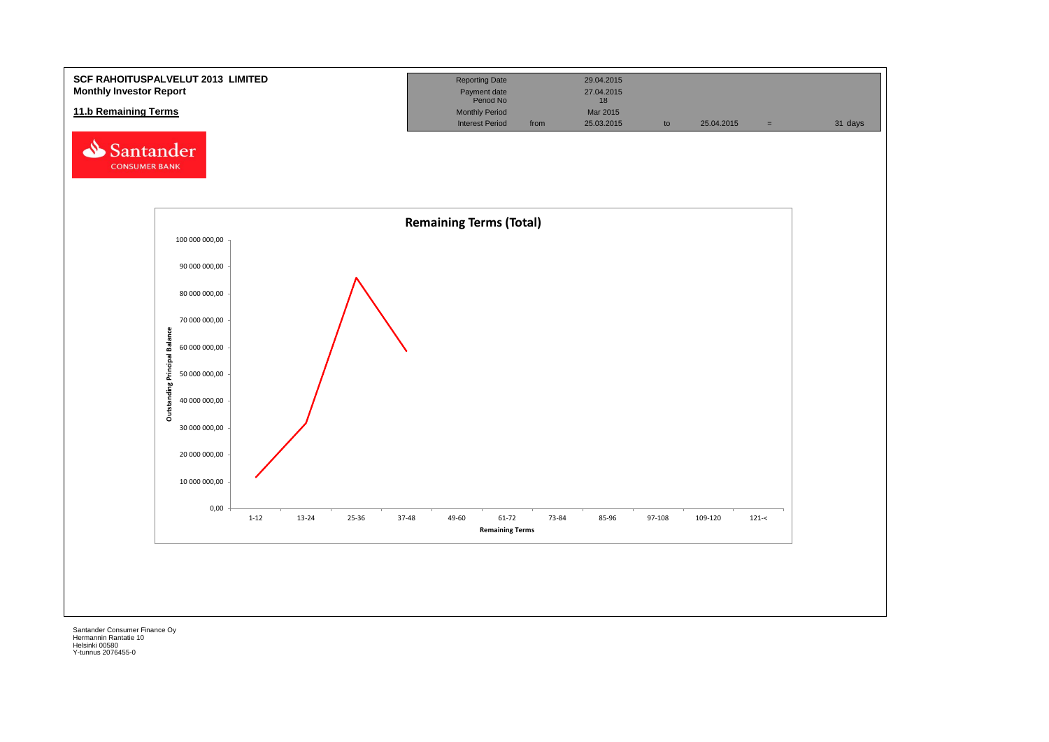**SCF RAHOITUSPALVELUT 2013 LIMITED**
**Monthly Investor Report**

## 11.b Remaining Terms

| | | | | | | |
|---|---|---|---|---|---|---|
| Reporting Date | | 29.04.2015 | | | | |
| Payment date | | 27.04.2015 | | | | |
| Period No | | 18 | | | | |
| Monthly Period | | Mar 2015 | | | | |
| Interest Period | from | 25.03.2015 | to | 25.04.2015 | = | 31 days |

Santander CONSUMER BANK

**Remaining Terms (Total)**

Outstanding Principal Balance: 0,00; 10 000 000,00; 20 000 000,00; 30 000 000,00; 40 000 000,00; 50 000 000,00; 60 000 000,00; 70 000 000,00; 80 000 000,00; 90 000 000,00; 100 000 000,00

Remaining Terms: 1-12; 13-24; 25-36; 37-48; 49-60; 61-72; 73-84; 85-96; 97-108; 109-120; 121-<

Santander Consumer Finance Oy
Hermannin Rantatie 10
Helsinki 00580
Y-tunnus 2076455-0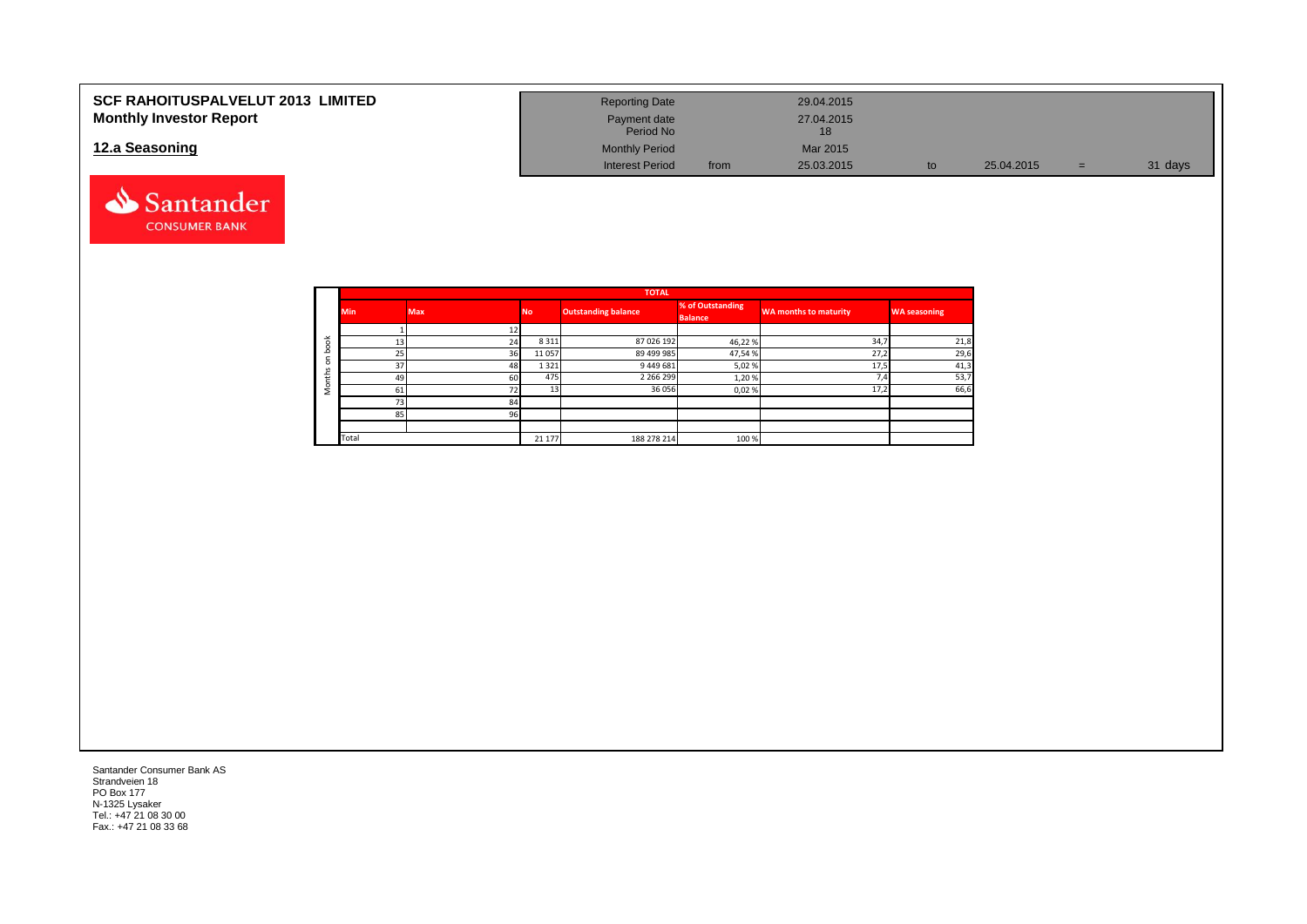# SCF RAHOITUSPALVELUT 2013 LIMITED
## Monthly Investor Report

| Reporting Date | | 29.04.2015 | | | | |
|---|---|---|---|---|---|---|
| Payment date | | 27.04.2015 | | | | |
| Period No | | 18 | | | | |
| Monthly Period | | Mar 2015 | | | | |
| Interest Period | from | 25.03.2015 | to | 25.04.2015 | = | 31 days |

## 12.a Seasoning

| | TOTAL | | | | | | |
|---|---|---|---|---|---|---|---|
| | Min | Max | No | Outstanding balance | % of Outstanding Balance | WA months to maturity | WA seasoning |
| Months on book | 1 | 12 | | | | | |
| | 13 | 24 | 8 311 | 87 026 192 | 46,22 % | 34,7 | 21,8 |
| | 25 | 36 | 11 057 | 89 499 985 | 47,54 % | 27,2 | 29,6 |
| | 37 | 48 | 1 321 | 9 449 681 | 5,02 % | 17,5 | 41,3 |
| | 49 | 60 | 475 | 2 266 299 | 1,20 % | 7,4 | 53,7 |
| | 61 | 72 | 13 | 36 056 | 0,02 % | 17,2 | 66,6 |
| | 73 | 84 | | | | | |
| | 85 | 96 | | | | | |
| | | | | | | | |
| | Total | | 21 177 | 188 278 214 | 100 % | | |

Santander Consumer Bank AS
Strandveien 18
PO Box 177
N-1325 Lysaker
Tel.: +47 21 08 30 00
Fax.: +47 21 08 33 68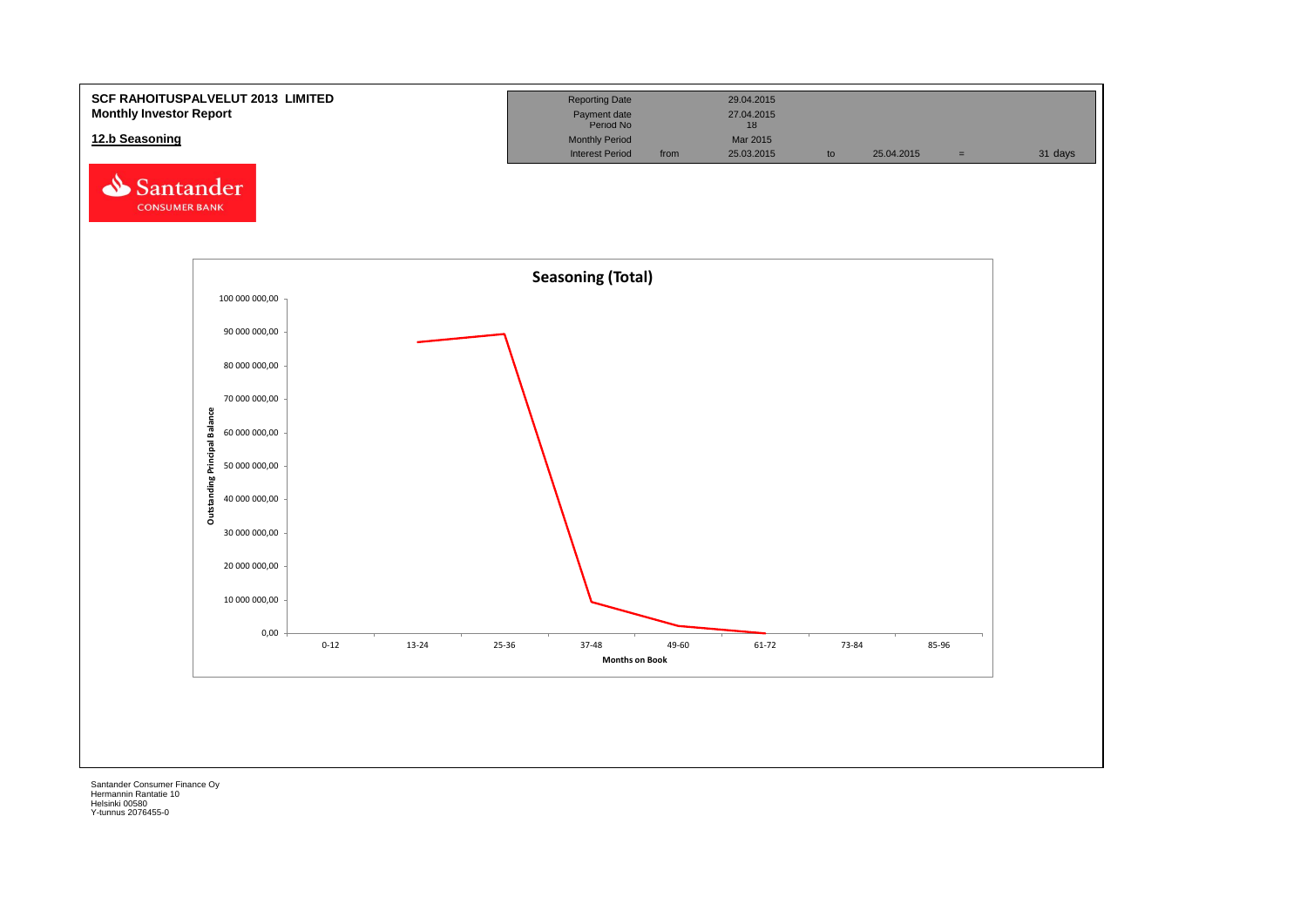**SCF RAHOITUSPALVELUT 2013 LIMITED**
**Monthly Investor Report**

**12.b Seasoning**

| | | | | | | |
|---|---|---|---|---|---|---|
| Reporting Date | | 29.04.2015 | | | | |
| Payment date | | 27.04.2015 | | | | |
| Period No | | 18 | | | | |
| Monthly Period | | Mar 2015 | | | | |
| Interest Period | from | 25.03.2015 | to | 25.04.2015 | = | 31 days |

Santander CONSUMER BANK

**Seasoning (Total)**

Outstanding Principal Balance (y-axis): 0,00; 10 000 000,00; 20 000 000,00; 30 000 000,00; 40 000 000,00; 50 000 000,00; 60 000 000,00; 70 000 000,00; 80 000 000,00; 90 000 000,00; 100 000 000,00

Months on Book (x-axis): 0-12; 13-24; 25-36; 37-48; 49-60; 61-72; 73-84; 85-96

Santander Consumer Finance Oy
Hermannin Rantatie 10
Helsinki 00580
Y-tunnus 2076455-0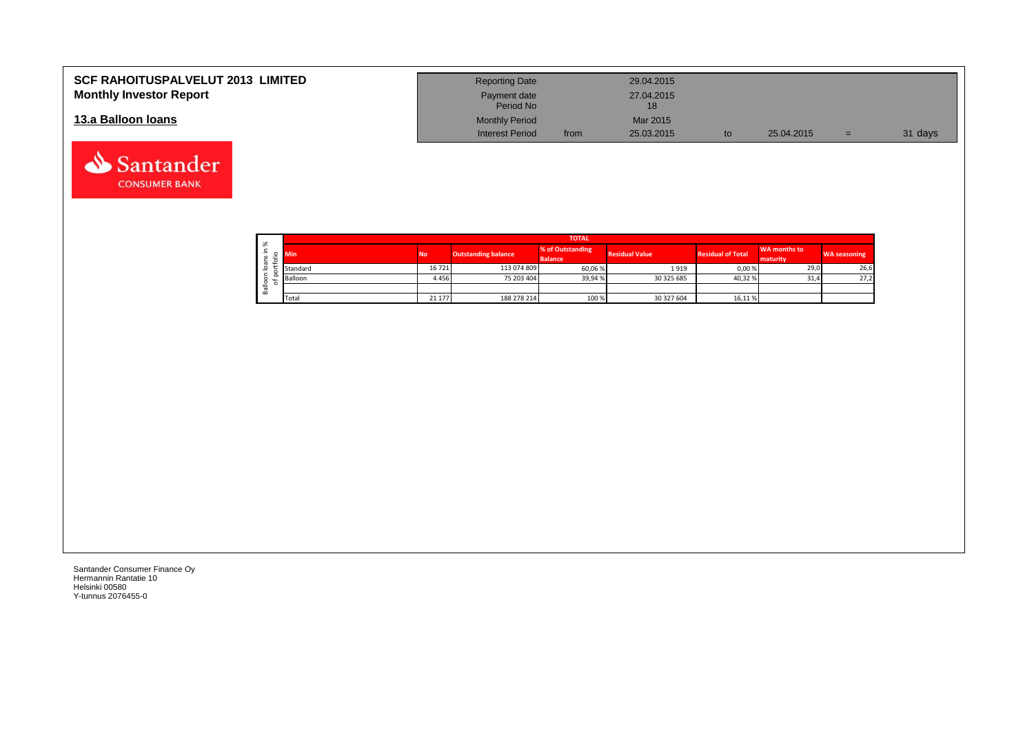# SCF RAHOITUSPALVELUT 2013 LIMITED
## Monthly Investor Report

| | | | | | | |
|---|---|---|---|---|---|---|
| Reporting Date | | 29.04.2015 | | | | |
| Payment date | | 27.04.2015 | | | | |
| Period No | | 18 | | | | |
| Monthly Period | | Mar 2015 | | | | |
| Interest Period | from | 25.03.2015 | to | 25.04.2015 | = | 31 days |

## 13.a Balloon loans

Balloon loans in % of portfolio

| TOTAL | | | | | | | |
|---|---|---|---|---|---|---|---|
| Min | No | Outstanding balance | % of Outstanding Balance | Residual Value | Residual of Total | WA months to maturity | WA seasoning |
| Standard | 16 721 | 113 074 809 | 60,06 % | 1 919 | 0,00 % | 29,0 | 26,6 |
| Balloon | 4 456 | 75 203 404 | 39,94 % | 30 325 685 | 40,32 % | 31,4 | 27,2 |
| | | | | | | | |
| Total | 21 177 | 188 278 214 | 100 % | 30 327 604 | 16,11 % | | |

Santander Consumer Finance Oy
Hermannin Rantatie 10
Helsinki 00580
Y-tunnus 2076455-0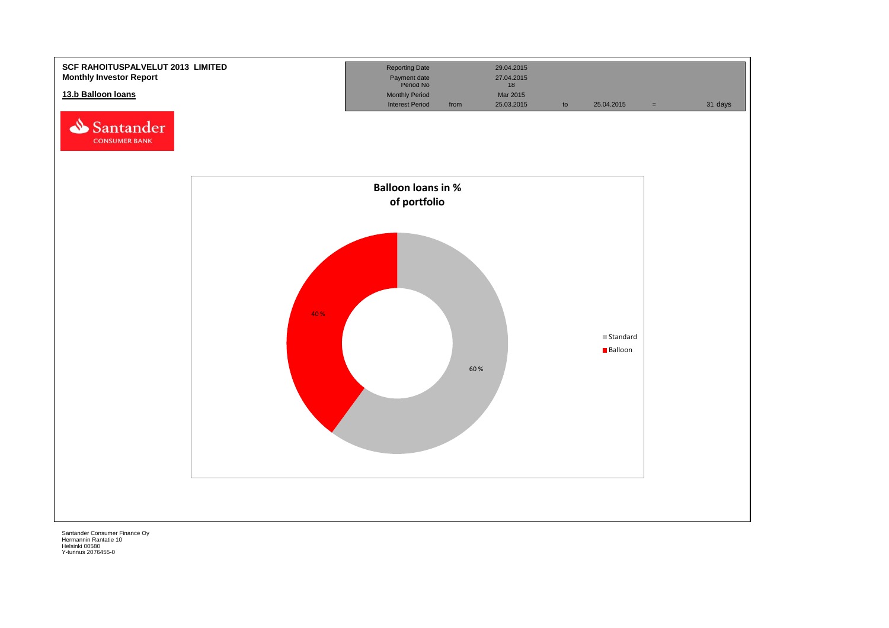**SCF RAHOITUSPALVELUT 2013 LIMITED**
**Monthly Investor Report**

**13.b Balloon loans**

| Reporting Date | | 29.04.2015 | | | | |
|---|---|---|---|---|---|---|
| Payment date | | 27.04.2015 | | | | |
| Period No | | 18 | | | | |
| Monthly Period | | Mar 2015 | | | | |
| Interest Period | from | 25.03.2015 | to | 25.04.2015 | = | 31 days |

**Balloon loans in % of portfolio**

| | % |
|---|---|
| Standard | 60 % |
| Balloon | 40 % |

Santander Consumer Finance Oy
Hermannin Rantatie 10
Helsinki 00580
Y-tunnus 2076455-0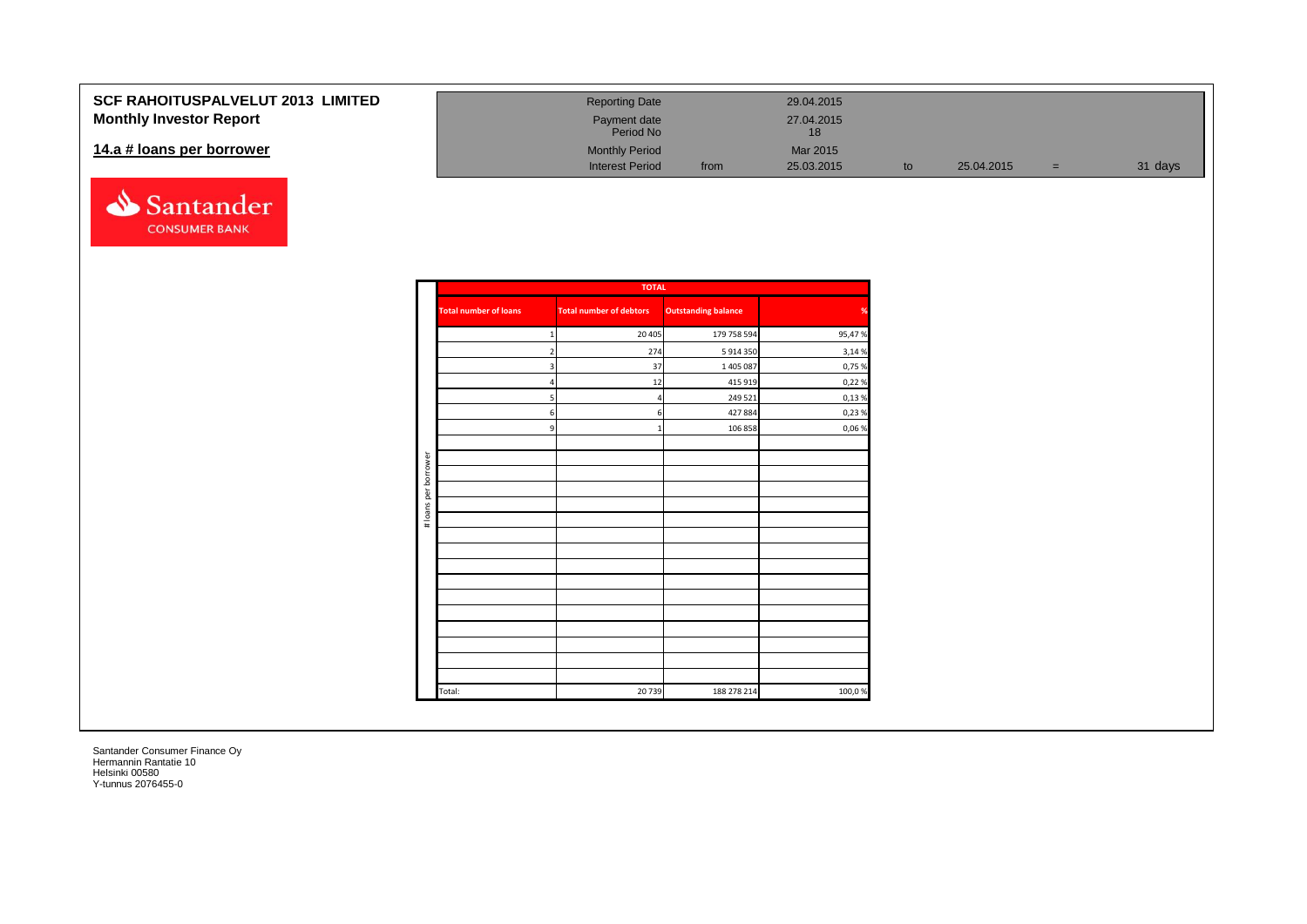# SCF RAHOITUSPALVELUT 2013 LIMITED
## Monthly Investor Report

### 14.a # loans per borrower

| | | | | | | | |
|---|---|---|---|---|---|---|---|
| Reporting Date | | 29.04.2015 | | | | | |
| Payment date | | 27.04.2015 | | | | | |
| Period No | | 18 | | | | | |
| Monthly Period | | Mar 2015 | | | | | |
| Interest Period | from | 25.03.2015 | to | 25.04.2015 | = | 31 | days |

Santander CONSUMER BANK

| # loans per borrower | TOTAL | | | |
|---|---|---|---|---|
| | Total number of loans | Total number of debtors | Outstanding balance | % |
| | 1 | 20 405 | 179 758 594 | 95,47 % |
| | 2 | 274 | 5 914 350 | 3,14 % |
| | 3 | 37 | 1 405 087 | 0,75 % |
| | 4 | 12 | 415 919 | 0,22 % |
| | 5 | 4 | 249 521 | 0,13 % |
| | 6 | 6 | 427 884 | 0,23 % |
| | 9 | 1 | 106 858 | 0,06 % |
| | Total: | 20 739 | 188 278 214 | 100,0 % |

Santander Consumer Finance Oy
Hermannin Rantatie 10
Helsinki 00580
Y-tunnus 2076455-0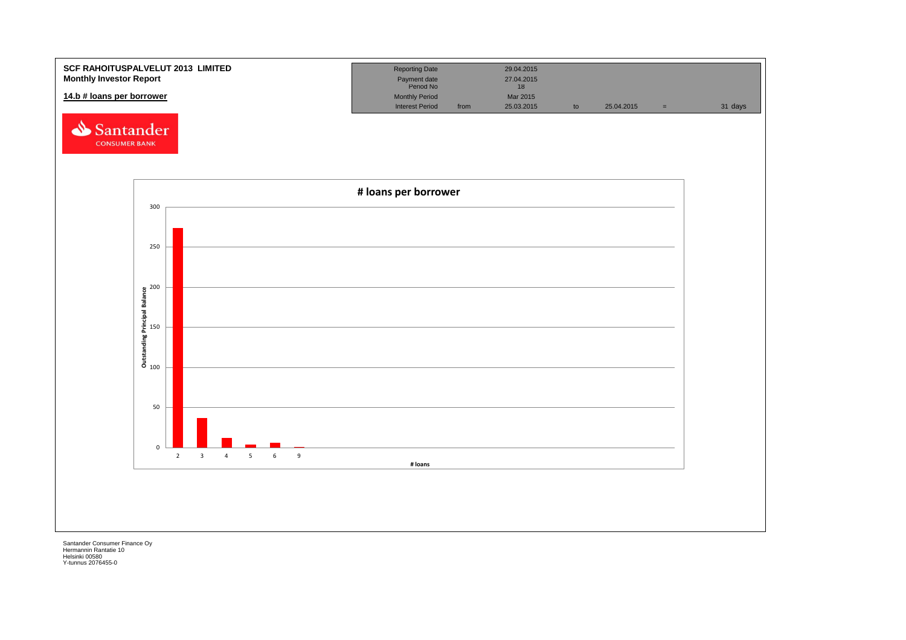**SCF RAHOITUSPALVELUT 2013 LIMITED**
**Monthly Investor Report**

## 14.b # loans per borrower

| | | | | | | |
|---|---|---|---|---|---|---|
| Reporting Date | | 29.04.2015 | | | | |
| Payment date | | 27.04.2015 | | | | |
| Period No | | 18 | | | | |
| Monthly Period | | Mar 2015 | | | | |
| Interest Period | from | 25.03.2015 | to | 25.04.2015 | = | 31 days |

# loans per borrower

Outstanding Principal Balance

# loans

Santander Consumer Finance Oy
Hermannin Rantatie 10
Helsinki 00580
Y-tunnus 2076455-0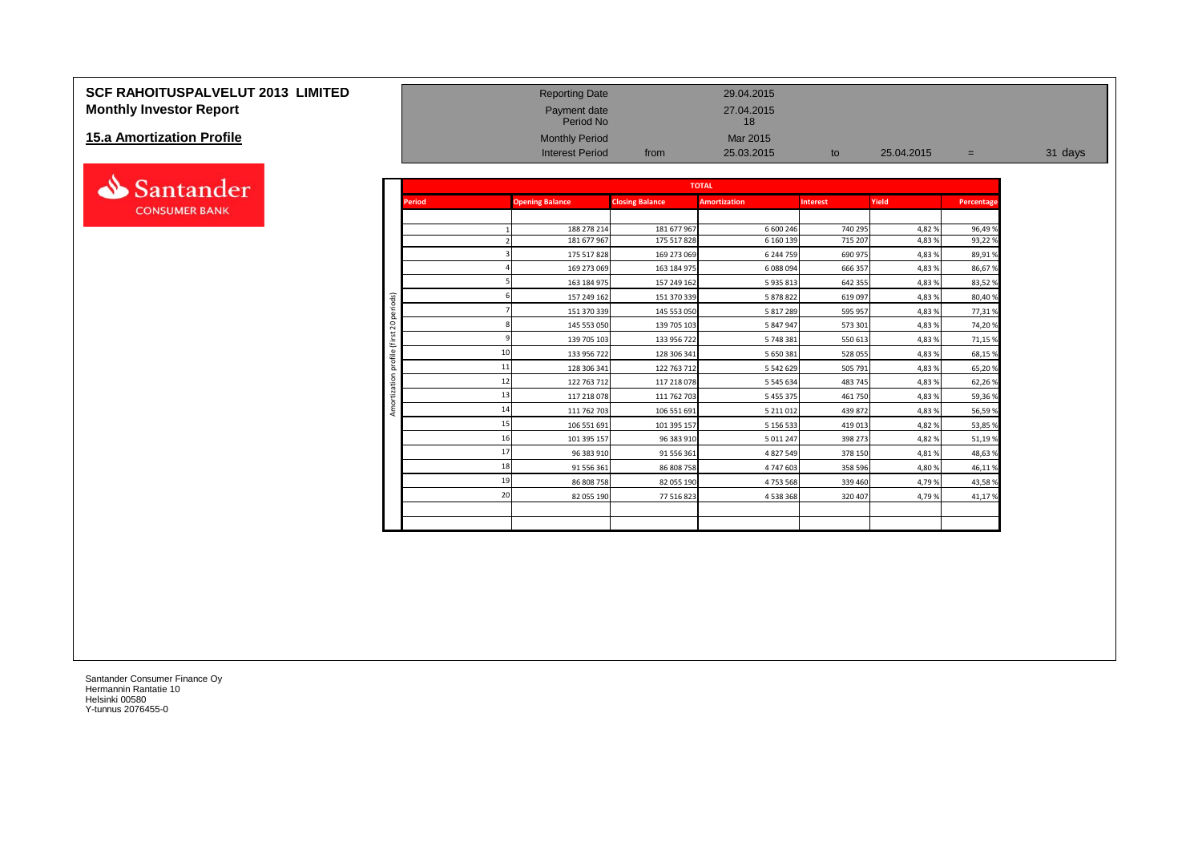# SCF RAHOITUSPALVELUT 2013 LIMITED
## Monthly Investor Report

## 15.a Amortization Profile

| | | | | | | |
|---|---|---|---|---|---|---|
| Reporting Date | | 29.04.2015 | | | | |
| Payment date | | 27.04.2015 | | | | |
| Period No | | 18 | | | | |
| Monthly Period | | Mar 2015 | | | | |
| Interest Period | from | 25.03.2015 | to | 25.04.2015 | = | 31 days |

**TOTAL** — Amortization profile (first 20 periods)

| Period | Opening Balance | Closing Balance | Amortization | Interest | Yield | Percentage |
|---|---|---|---|---|---|---|
| 1 | 188 278 214 | 181 677 967 | 6 600 246 | 740 295 | 4,82 % | 96,49 % |
| 2 | 181 677 967 | 175 517 828 | 6 160 139 | 715 207 | 4,83 % | 93,22 % |
| 3 | 175 517 828 | 169 273 069 | 6 244 759 | 690 975 | 4,83 % | 89,91 % |
| 4 | 169 273 069 | 163 184 975 | 6 088 094 | 666 357 | 4,83 % | 86,67 % |
| 5 | 163 184 975 | 157 249 162 | 5 935 813 | 642 355 | 4,83 % | 83,52 % |
| 6 | 157 249 162 | 151 370 339 | 5 878 822 | 619 097 | 4,83 % | 80,40 % |
| 7 | 151 370 339 | 145 553 050 | 5 817 289 | 595 957 | 4,83 % | 77,31 % |
| 8 | 145 553 050 | 139 705 103 | 5 847 947 | 573 301 | 4,83 % | 74,20 % |
| 9 | 139 705 103 | 133 956 722 | 5 748 381 | 550 613 | 4,83 % | 71,15 % |
| 10 | 133 956 722 | 128 306 341 | 5 650 381 | 528 055 | 4,83 % | 68,15 % |
| 11 | 128 306 341 | 122 763 712 | 5 542 629 | 505 791 | 4,83 % | 65,20 % |
| 12 | 122 763 712 | 117 218 078 | 5 545 634 | 483 745 | 4,83 % | 62,26 % |
| 13 | 117 218 078 | 111 762 703 | 5 455 375 | 461 750 | 4,83 % | 59,36 % |
| 14 | 111 762 703 | 106 551 691 | 5 211 012 | 439 872 | 4,83 % | 56,59 % |
| 15 | 106 551 691 | 101 395 157 | 5 156 533 | 419 013 | 4,82 % | 53,85 % |
| 16 | 101 395 157 | 96 383 910 | 5 011 247 | 398 273 | 4,82 % | 51,19 % |
| 17 | 96 383 910 | 91 556 361 | 4 827 549 | 378 150 | 4,81 % | 48,63 % |
| 18 | 91 556 361 | 86 808 758 | 4 747 603 | 358 596 | 4,80 % | 46,11 % |
| 19 | 86 808 758 | 82 055 190 | 4 753 568 | 339 460 | 4,79 % | 43,58 % |
| 20 | 82 055 190 | 77 516 823 | 4 538 368 | 320 407 | 4,79 % | 41,17 % |

Santander Consumer Finance Oy
Hermannin Rantatie 10
Helsinki 00580
Y-tunnus 2076455-0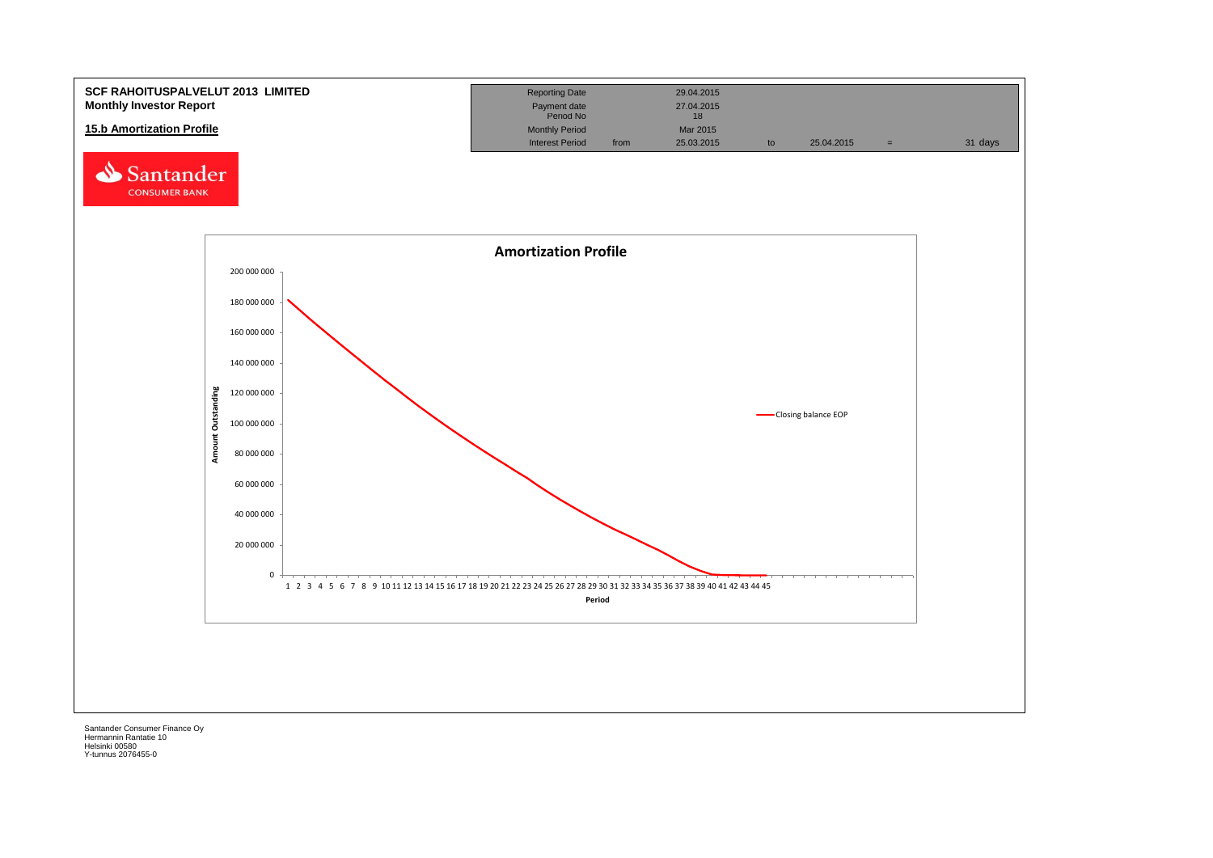**SCF RAHOITUSPALVELUT 2013 LIMITED**
**Monthly Investor Report**

**15.b Amortization Profile**

| Reporting Date | | 29.04.2015 | | | | |
|---|---|---|---|---|---|---|
| Payment date | | 27.04.2015 | | | | |
| Period No | | 18 | | | | |
| Monthly Period | | Mar 2015 | | | | |
| Interest Period | from | 25.03.2015 | to | 25.04.2015 | = | 31 days |

Santander CONSUMER BANK

**Amortization Profile**

Amount Outstanding (0 – 200 000 000) by Period (1–45)

Closing balance EOP

Santander Consumer Finance Oy
Hermannin Rantatie 10
Helsinki 00580
Y-tunnus 2076455-0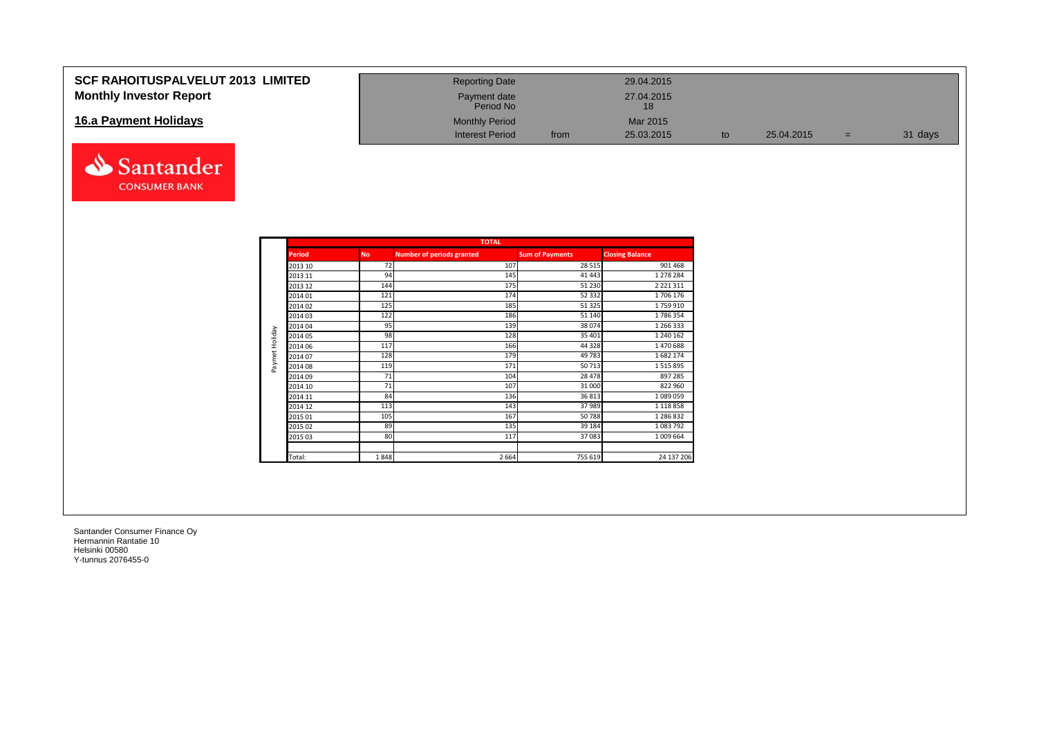**SCF RAHOITUSPALVELUT 2013 LIMITED**
**Monthly Investor Report**

## 16.a Payment Holidays

| | | | | | | | |
|---|---|---|---|---|---|---|---|
| Reporting Date | | 29.04.2015 | | | | | |
| Payment date | | 27.04.2015 | | | | | |
| Period No | | 18 | | | | | |
| Monthly Period | | Mar 2015 | | | | | |
| Interest Period | from | 25.03.2015 | to | 25.04.2015 | = | 31 days | |

| | TOTAL | | | | |
|---|---|---|---|---|---|
| | **Period** | **No** | **Number of periods granted** | **Sum of Payments** | **Closing Balance** |
| Paymet Holiday | 2013 10 | 72 | 107 | 28 515 | 901 468 |
| | 2013 11 | 94 | 145 | 41 443 | 1 278 284 |
| | 2013 12 | 144 | 175 | 51 230 | 2 221 311 |
| | 2014 01 | 121 | 174 | 52 332 | 1 706 176 |
| | 2014 02 | 125 | 185 | 51 325 | 1 759 910 |
| | 2014 03 | 122 | 186 | 51 140 | 1 786 354 |
| | 2014 04 | 95 | 139 | 38 074 | 1 266 333 |
| | 2014 05 | 98 | 128 | 35 401 | 1 240 162 |
| | 2014 06 | 117 | 166 | 44 328 | 1 470 688 |
| | 2014 07 | 128 | 179 | 49 783 | 1 682 174 |
| | 2014 08 | 119 | 171 | 50 713 | 1 515 895 |
| | 2014 09 | 71 | 104 | 28 478 | 897 285 |
| | 2014 10 | 71 | 107 | 31 000 | 822 960 |
| | 2014 11 | 84 | 136 | 36 813 | 1 089 059 |
| | 2014 12 | 113 | 143 | 37 989 | 1 118 858 |
| | 2015 01 | 105 | 167 | 50 788 | 1 286 832 |
| | 2015 02 | 89 | 135 | 39 184 | 1 083 792 |
| | 2015 03 | 80 | 117 | 37 083 | 1 009 664 |
| | | | | | |
| | Total: | 1 848 | 2 664 | 755 619 | 24 137 206 |

Santander Consumer Finance Oy
Hermannin Rantatie 10
Helsinki 00580
Y-tunnus 2076455-0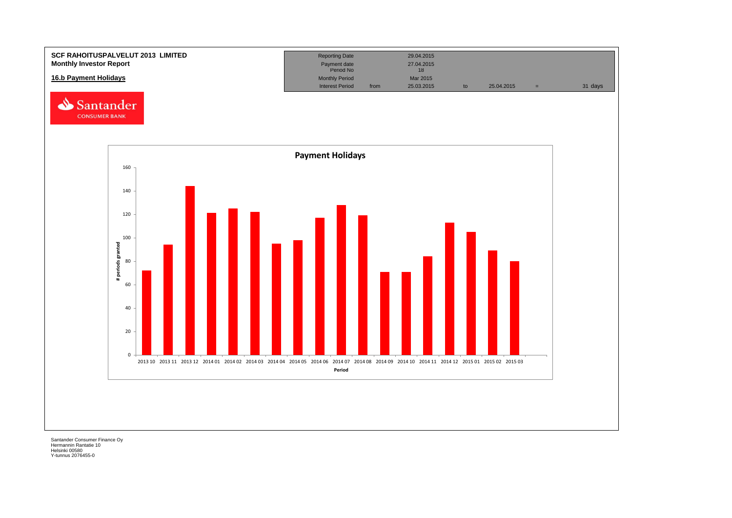**SCF RAHOITUSPALVELUT 2013 LIMITED**
**Monthly Investor Report**

**16.b Payment Holidays**

| Reporting Date | | 29.04.2015 | | | | |
|---|---|---|---|---|---|---|
| Payment date | | 27.04.2015 | | | | |
| Period No | | 18 | | | | |
| Monthly Period | | Mar 2015 | | | | |
| Interest Period | from | 25.03.2015 | to | 25.04.2015 | = | 31 days |

**Payment Holidays**

| Period | # periods granted |
|---|---|
| 2013 10 | 72 |
| 2013 11 | 94 |
| 2013 12 | 144 |
| 2014 01 | 121 |
| 2014 02 | 125 |
| 2014 03 | 122 |
| 2014 04 | 95 |
| 2014 05 | 98 |
| 2014 06 | 117 |
| 2014 07 | 128 |
| 2014 08 | 119 |
| 2014 09 | 71 |
| 2014 10 | 71 |
| 2014 11 | 84 |
| 2014 12 | 113 |
| 2015 01 | 105 |
| 2015 02 | 89 |
| 2015 03 | 80 |

Santander Consumer Finance Oy
Hermannin Rantatie 10
Helsinki 00580
Y-tunnus 2076455-0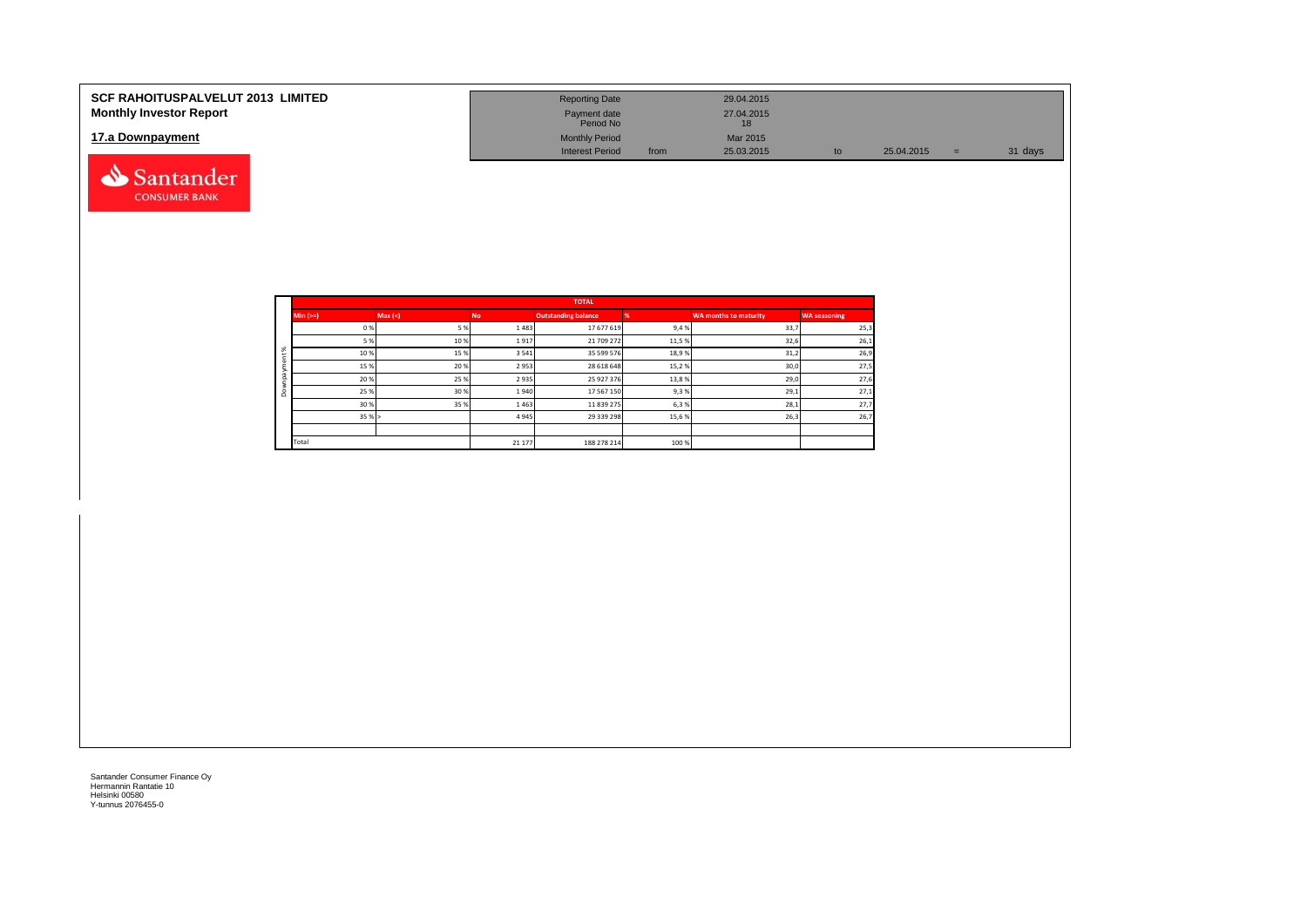**SCF RAHOITUSPALVELUT 2013 LIMITED**
**Monthly Investor Report**

## 17.a Downpayment

| | | | | | | |
|---|---|---|---|---|---|---|
| Reporting Date | | 29.04.2015 | | | | |
| Payment date | | 27.04.2015 | | | | |
| Period No | | 18 | | | | |
| Monthly Period | | Mar 2015 | | | | |
| Interest Period | from | 25.03.2015 | to | 25.04.2015 | = | 31 days |

| | TOTAL | | | | | |
|---|---|---|---|---|---|---|
| Min (>=) | Max (<) | No | Outstanding balance | % | WA months to maturity | WA seasoning |
| 0 % | 5 % | 1 483 | 17 677 619 | 9,4 % | 33,7 | 25,3 |
| 5 % | 10 % | 1 917 | 21 709 272 | 11,5 % | 32,6 | 26,1 |
| 10 % | 15 % | 3 541 | 35 599 576 | 18,9 % | 31,2 | 26,9 |
| 15 % | 20 % | 2 953 | 28 618 648 | 15,2 % | 30,0 | 27,5 |
| 20 % | 25 % | 2 935 | 25 927 376 | 13,8 % | 29,0 | 27,6 |
| 25 % | 30 % | 1 940 | 17 567 150 | 9,3 % | 29,1 | 27,1 |
| 30 % | 35 % | 1 463 | 11 839 275 | 6,3 % | 28,1 | 27,7 |
| 35 % | > | 4 945 | 29 339 298 | 15,6 % | 26,3 | 26,7 |
| | | | | | | |
| Total | | 21 177 | 188 278 214 | 100 % | | |

Santander Consumer Finance Oy
Hermannin Rantatie 10
Helsinki 00580
Y-tunnus 2076455-0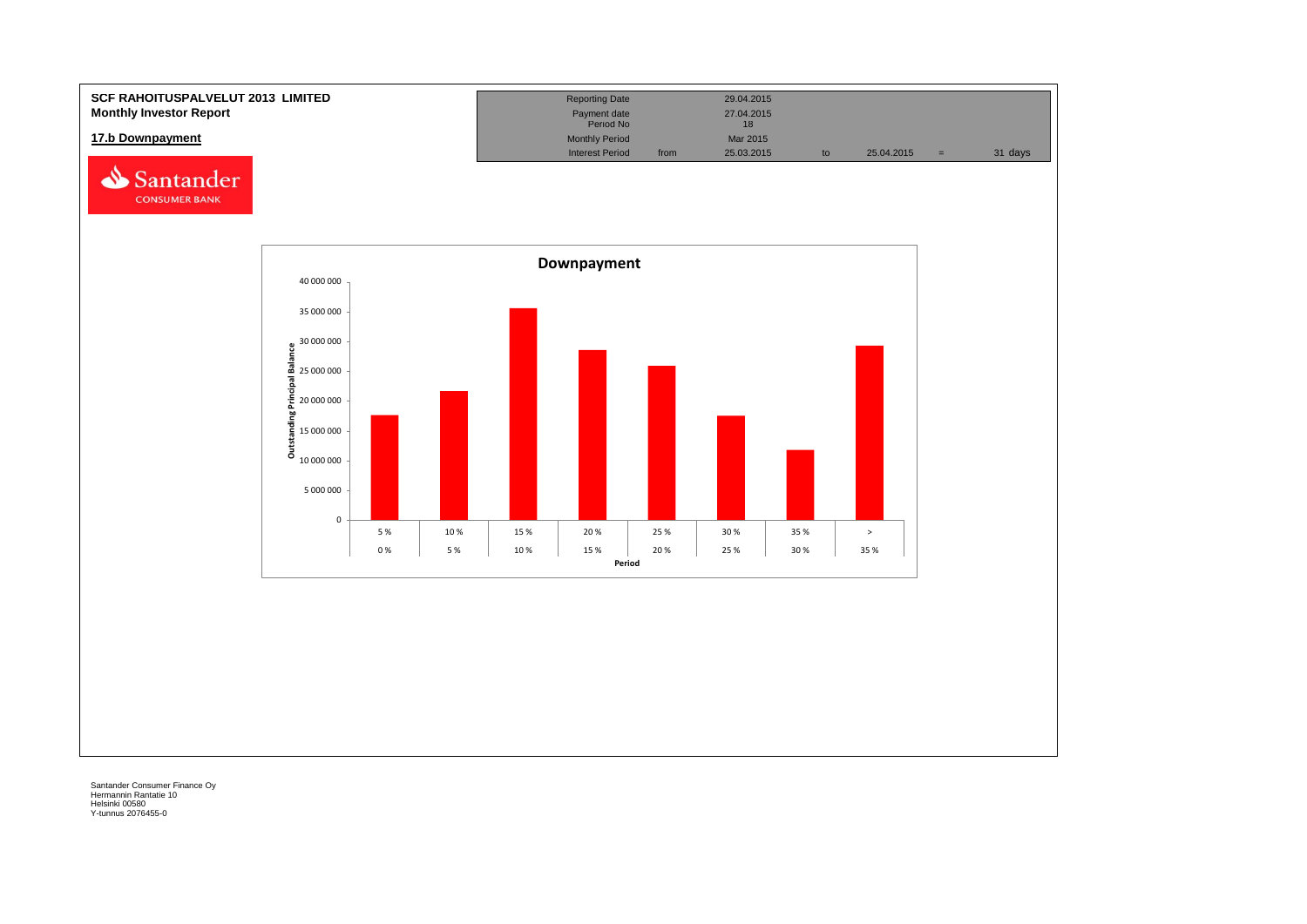**SCF RAHOITUSPALVELUT 2013 LIMITED**
**Monthly Investor Report**

## 17.b Downpayment

| | | | | | | |
|---|---|---|---|---|---|---|
| Reporting Date | | 29.04.2015 | | | | |
| Payment date | | 27.04.2015 | | | | |
| Period No | | 18 | | | | |
| Monthly Period | | Mar 2015 | | | | |
| Interest Period | from | 25.03.2015 | to | 25.04.2015 | = | 31 days |

**Downpayment**

Outstanding Principal Balance

| Period | Outstanding Principal Balance (approx.) |
|---|---|
| 0 % – 5 % | 17 700 000 |
| 5 % – 10 % | 21 700 000 |
| 10 % – 15 % | 35 600 000 |
| 15 % – 20 % | 28 600 000 |
| 20 % – 25 % | 26 000 000 |
| 25 % – 30 % | 17 600 000 |
| 30 % – 35 % | 11 800 000 |
| > 35 % | 29 400 000 |

Santander Consumer Finance Oy
Hermannin Rantatie 10
Helsinki 00580
Y-tunnus 2076455-0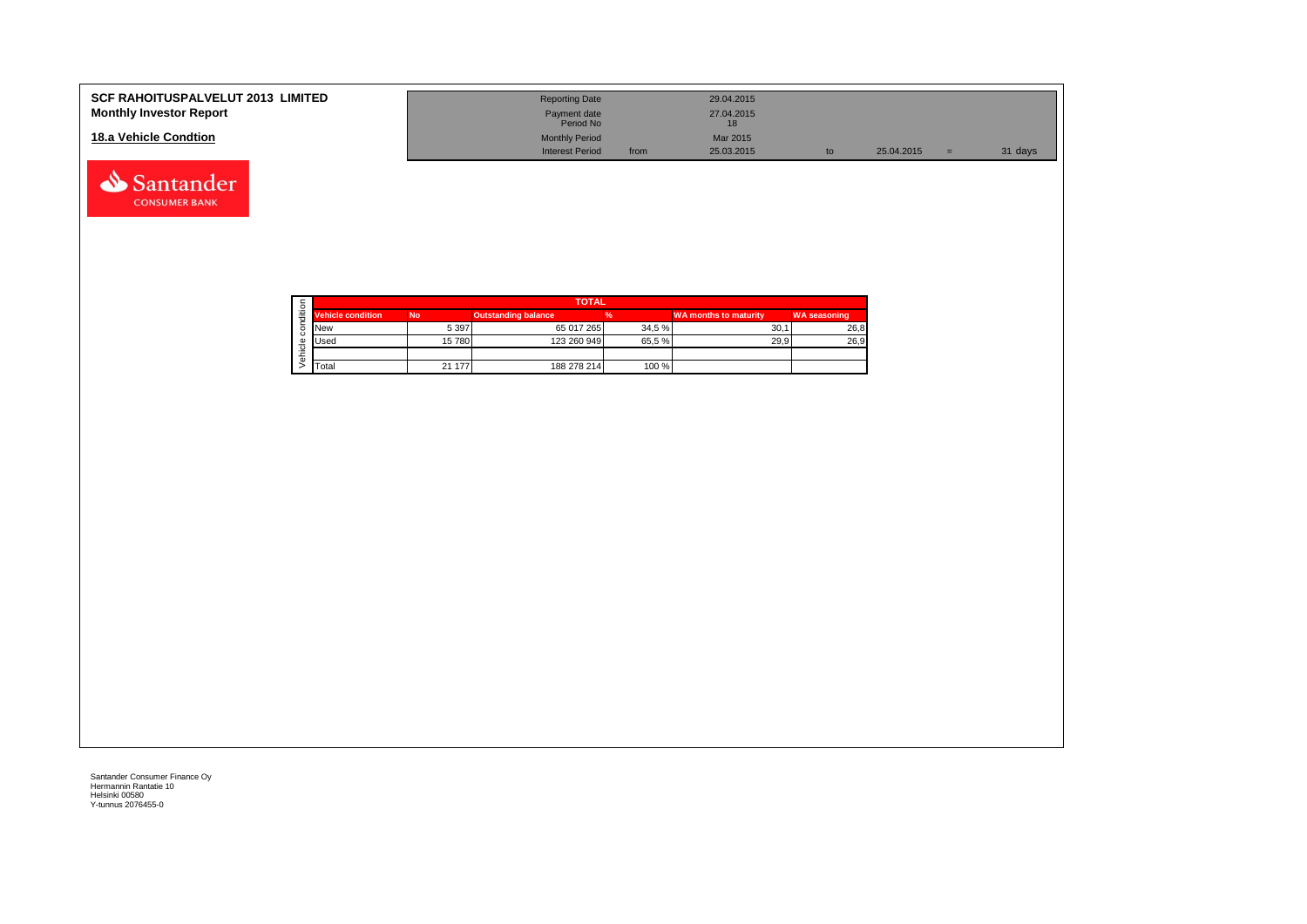**SCF RAHOITUSPALVELUT 2013 LIMITED**
**Monthly Investor Report**

**18.a Vehicle Condtion**

| | | | | | |
|---|---|---|---|---|---|
| Reporting Date | | 29.04.2015 | | | |
| Payment date | | 27.04.2015 | | | |
| Period No | | 18 | | | |
| Monthly Period | | Mar 2015 | | | |
| Interest Period | from | 25.03.2015 | to | 25.04.2015 | = 31 days |

| TOTAL | | | | | |
|---|---|---|---|---|---|
| **Vehicle condition** | **No** | **Outstanding balance** | **%** | **WA months to maturity** | **WA seasoning** |
| New | 5 397 | 65 017 265 | 34,5 % | 30,1 | 26,8 |
| Used | 15 780 | 123 260 949 | 65,5 % | 29,9 | 26,9 |
| | | | | | |
| Total | 21 177 | 188 278 214 | 100 % | | |

Santander Consumer Finance Oy
Hermannin Rantatie 10
Helsinki 00580
Y-tunnus 2076455-0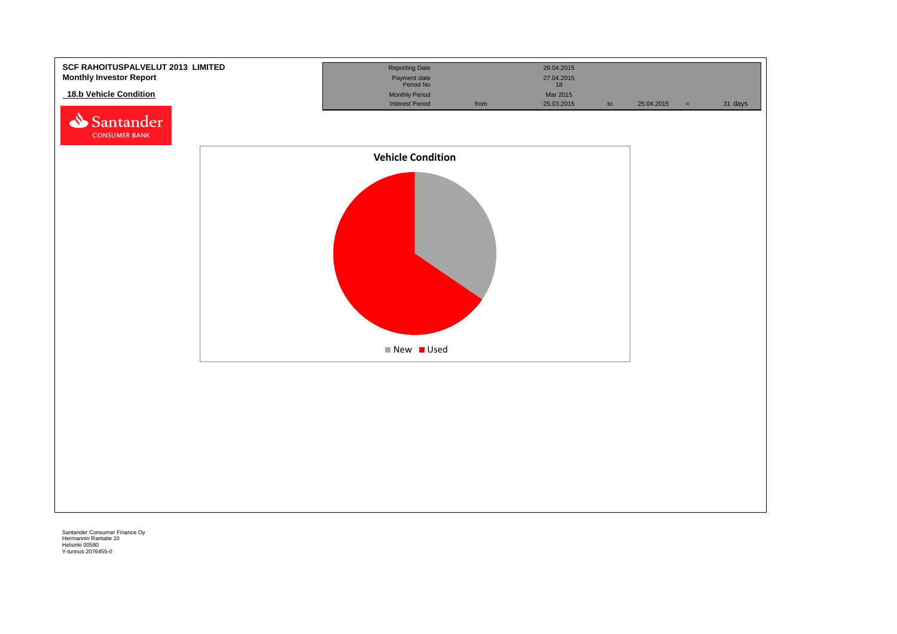**SCF RAHOITUSPALVELUT 2013 LIMITED**
**Monthly Investor Report**

**18.b Vehicle Condition**

| Reporting Date | | 29.04.2015 | | | | |
|---|---|---|---|---|---|---|
| Payment date | | 27.04.2015 | | | | |
| Period No | | 18 | | | | |
| Monthly Period | | Mar 2015 | | | | |
| Interest Period | from | 25.03.2015 | to | 25.04.2015 | = | 31 days |

**Vehicle Condition**

New | Used

Santander Consumer Finance Oy
Hermannin Rantatie 10
Helsinki 00580
Y-tunnus 2076455-0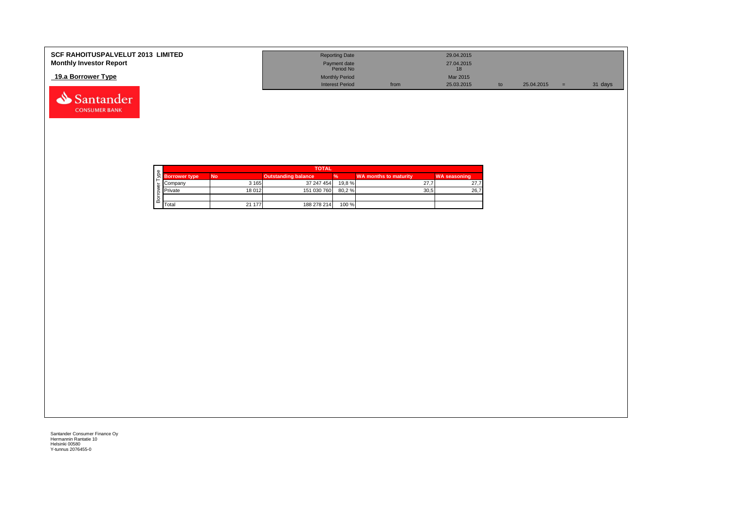**SCF RAHOITUSPALVELUT 2013 LIMITED**
**Monthly Investor Report**

## 19.a Borrower Type

| | | | | | | |
|---|---|---|---|---|---|---|
| Reporting Date | | 29.04.2015 | | | | |
| Payment date | | 27.04.2015 | | | | |
| Period No | | 18 | | | | |
| Monthly Period | | Mar 2015 | | | | |
| Interest Period | from | 25.03.2015 | to | 25.04.2015 | = | 31 days |

| TOTAL | | | | | |
|---|---|---|---|---|---|
| Borrower type | No | Outstanding balance | % | WA months to maturity | WA seasoning |
| Company | 3 165 | 37 247 454 | 19,8 % | 27,7 | 27,7 |
| Private | 18 012 | 151 030 760 | 80,2 % | 30,5 | 26,7 |
| | | | | | |
| Total | 21 177 | 188 278 214 | 100 % | | |

Santander Consumer Finance Oy
Hermannin Rantatie 10
Helsinki 00580
Y-tunnus 2076455-0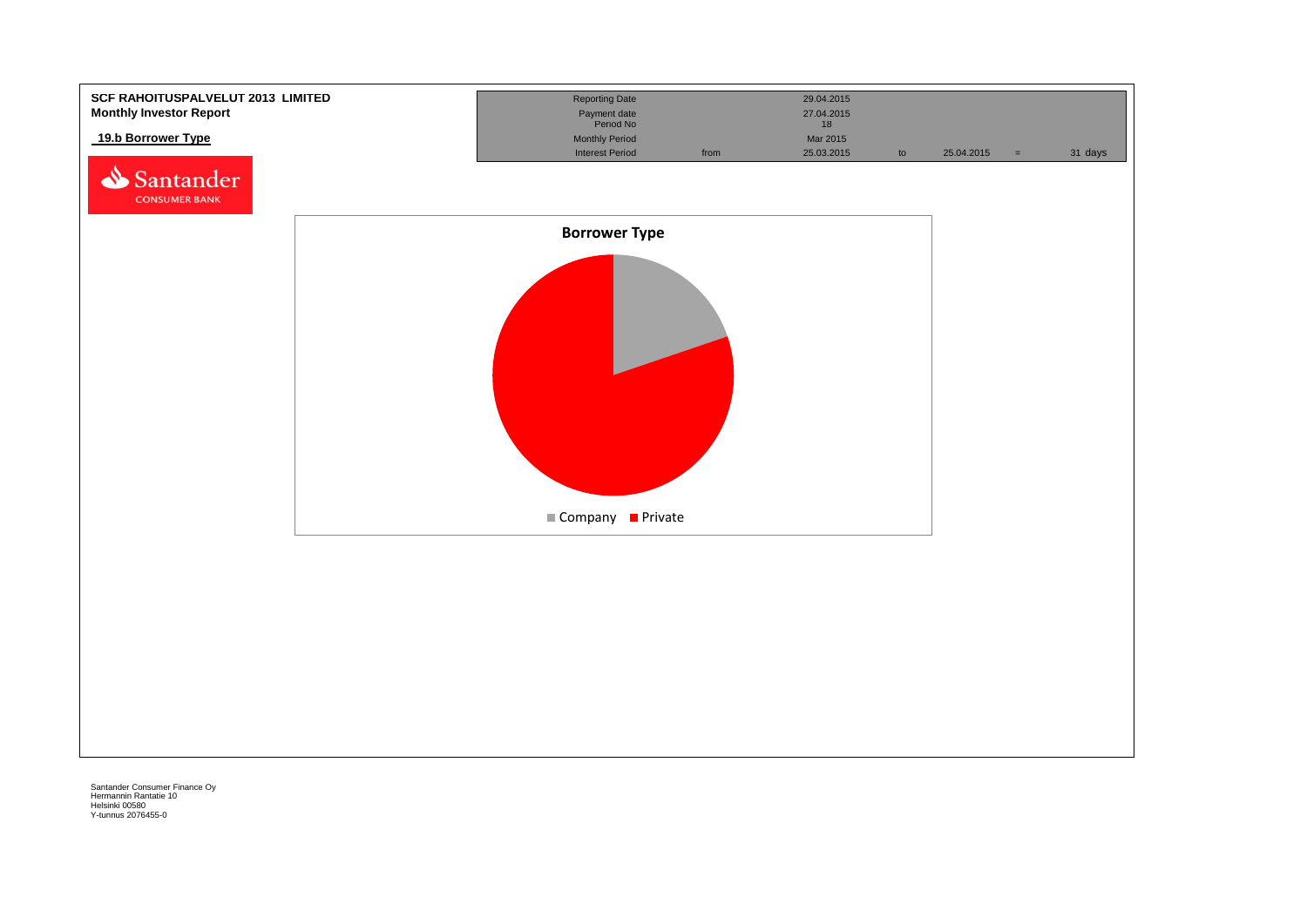**SCF RAHOITUSPALVELUT 2013 LIMITED**
**Monthly Investor Report**

**19.b Borrower Type**

| | | | | | | |
|---|---|---|---|---|---|---|
| Reporting Date | | 29.04.2015 | | | | |
| Payment date | | 27.04.2015 | | | | |
| Period No | | 18 | | | | |
| Monthly Period | | Mar 2015 | | | | |
| Interest Period | from | 25.03.2015 | to | 25.04.2015 | = | 31 days |

**Borrower Type**

Company | Private

Santander Consumer Finance Oy
Hermannin Rantatie 10
Helsinki 00580
Y-tunnus 2076455-0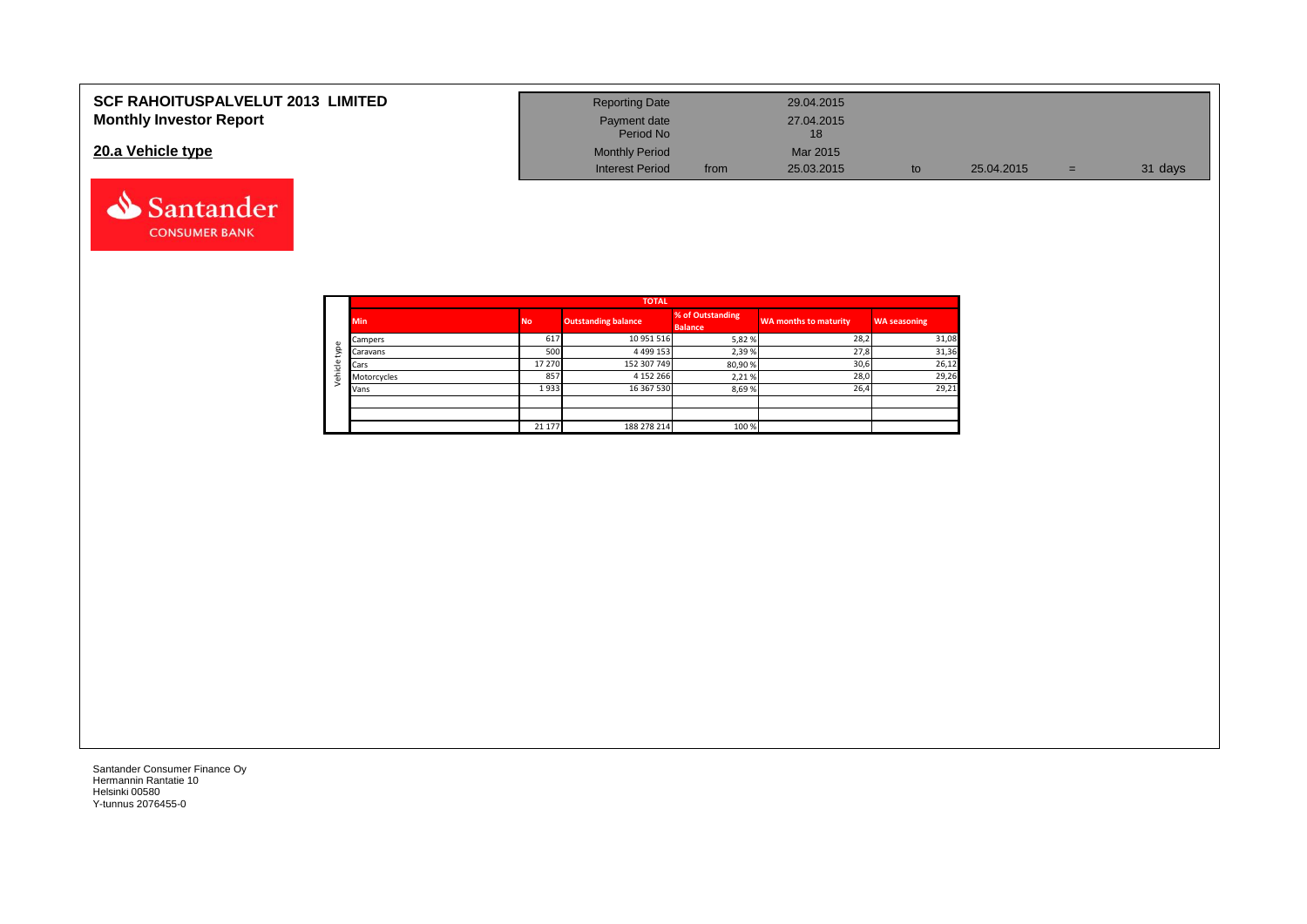**SCF RAHOITUSPALVELUT 2013 LIMITED**
**Monthly Investor Report**

## 20.a Vehicle type

| | | | | | | |
|---|---|---|---|---|---|---|
| Reporting Date | | 29.04.2015 | | | | |
| Payment date | | 27.04.2015 | | | | |
| Period No | | 18 | | | | |
| Monthly Period | | Mar 2015 | | | | |
| Interest Period | from | 25.03.2015 | to | 25.04.2015 | = | 31 days |

| | TOTAL | | | | | |
|---|---|---|---|---|---|---|
| | Min | No | Outstanding balance | % of Outstanding Balance | WA months to maturity | WA seasoning |
| Vehicle type | Campers | 617 | 10 951 516 | 5,82 % | 28,2 | 31,08 |
| | Caravans | 500 | 4 499 153 | 2,39 % | 27,8 | 31,36 |
| | Cars | 17 270 | 152 307 749 | 80,90 % | 30,6 | 26,12 |
| | Motorcycles | 857 | 4 152 266 | 2,21 % | 28,0 | 29,26 |
| | Vans | 1 933 | 16 367 530 | 8,69 % | 26,4 | 29,21 |
| | | | | | | |
| | | | | | | |
| | | 21 177 | 188 278 214 | 100 % | | |

Santander Consumer Finance Oy
Hermannin Rantatie 10
Helsinki 00580
Y-tunnus 2076455-0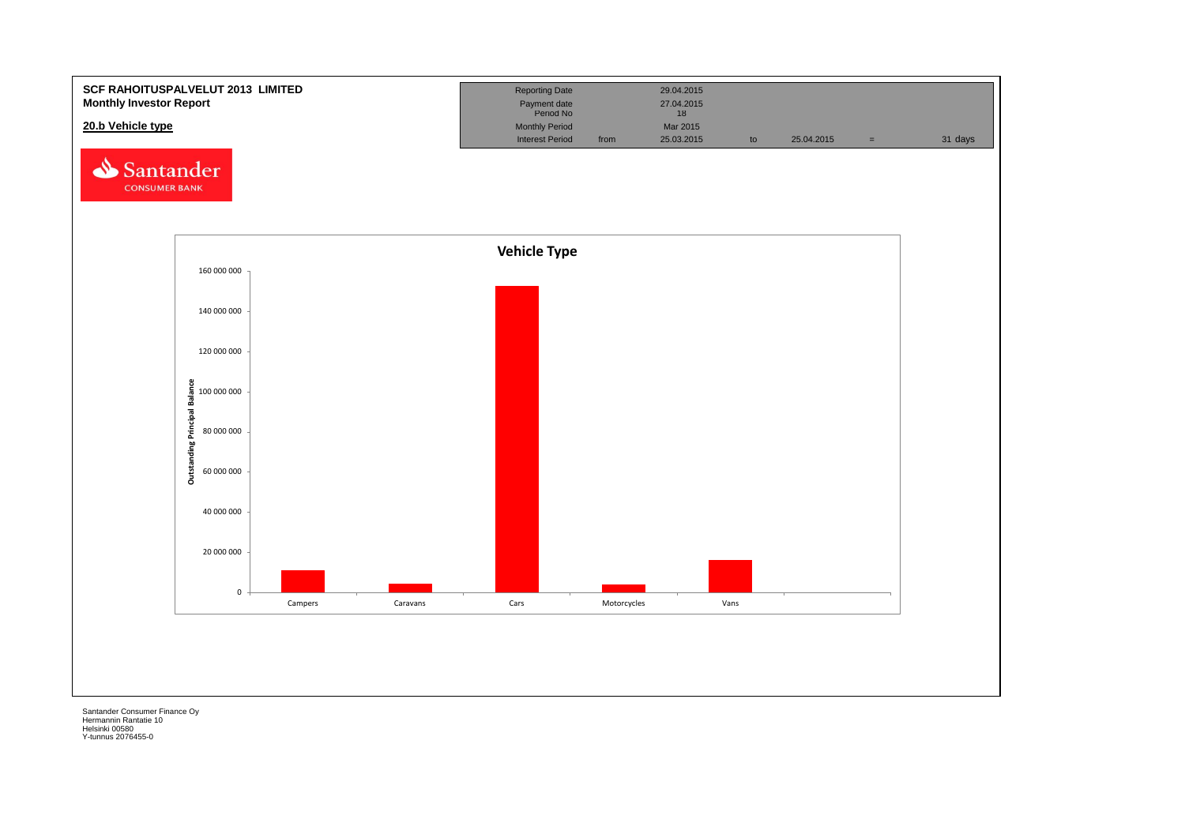**SCF RAHOITUSPALVELUT 2013 LIMITED**
**Monthly Investor Report**

**20.b Vehicle type**

| Reporting Date | | 29.04.2015 | | | | |
|---|---|---|---|---|---|---|
| Payment date | | 27.04.2015 | | | | |
| Period No | | 18 | | | | |
| Monthly Period | | Mar 2015 | | | | |
| Interest Period | from | 25.03.2015 | to | 25.04.2015 | = | 31 days |

Santander CONSUMER BANK

**Vehicle Type**

Outstanding Principal Balance

160 000 000
140 000 000
120 000 000
100 000 000
80 000 000
60 000 000
40 000 000
20 000 000
0

Campers | Caravans | Cars | Motorcycles | Vans

Santander Consumer Finance Oy
Hermannin Rantatie 10
Helsinki 00580
Y-tunnus 2076455-0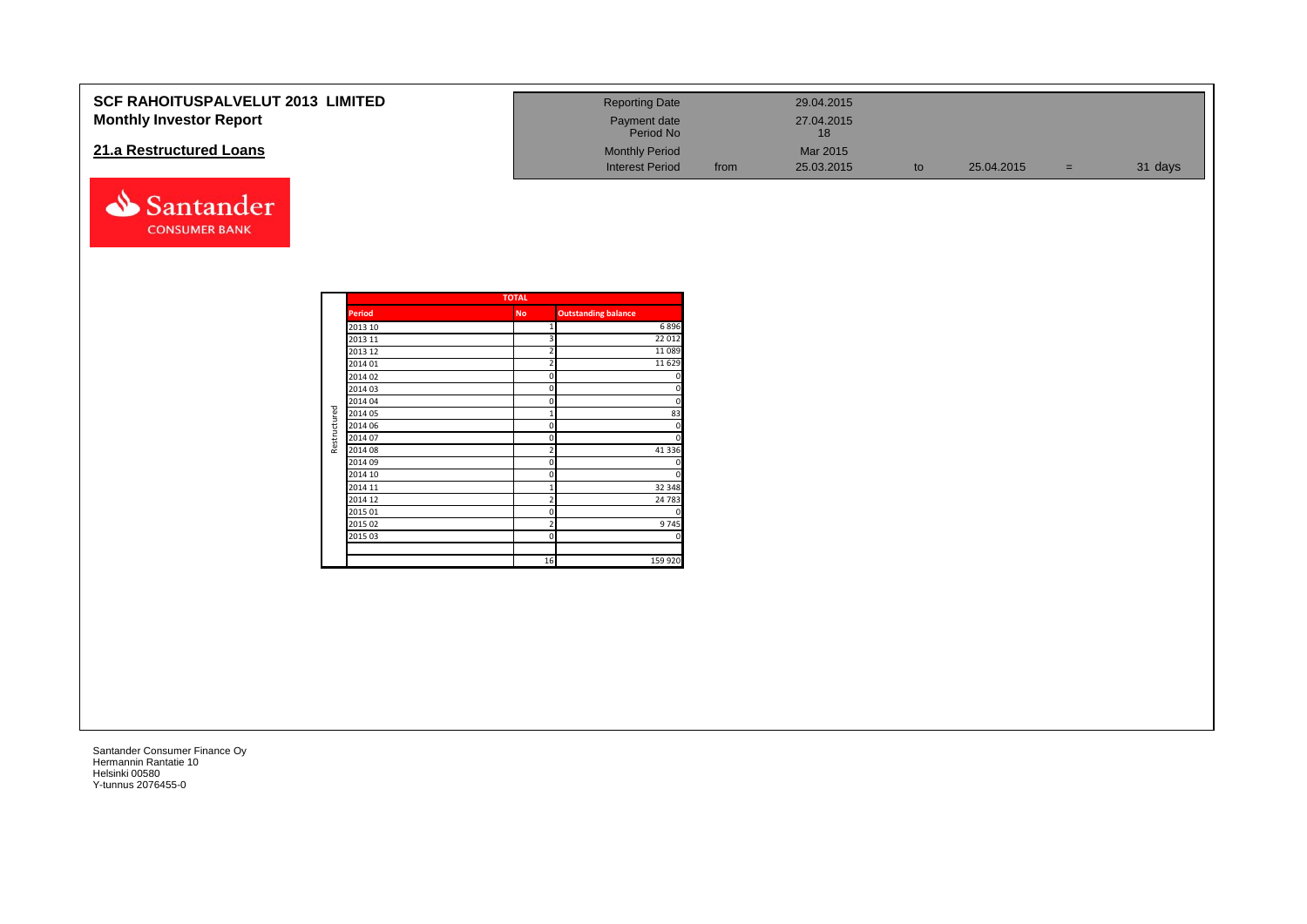**SCF RAHOITUSPALVELUT 2013 LIMITED**
**Monthly Investor Report**

## 21.a Restructured Loans

| Reporting Date | | 29.04.2015 | | | | |
|---|---|---|---|---|---|---|
| Payment date | | 27.04.2015 | | | | |
| Period No | | 18 | | | | |
| Monthly Period | | Mar 2015 | | | | |
| Interest Period | from | 25.03.2015 | to | 25.04.2015 | = | 31 days |

| | TOTAL | | |
|---|---|---|---|
| | **Period** | **No** | **Outstanding balance** |
| Restructured | 2013 10 | 1 | 6 896 |
| | 2013 11 | 3 | 22 012 |
| | 2013 12 | 2 | 11 089 |
| | 2014 01 | 2 | 11 629 |
| | 2014 02 | 0 | 0 |
| | 2014 03 | 0 | 0 |
| | 2014 04 | 0 | 0 |
| | 2014 05 | 1 | 83 |
| | 2014 06 | 0 | 0 |
| | 2014 07 | 0 | 0 |
| | 2014 08 | 2 | 41 336 |
| | 2014 09 | 0 | 0 |
| | 2014 10 | 0 | 0 |
| | 2014 11 | 1 | 32 348 |
| | 2014 12 | 2 | 24 783 |
| | 2015 01 | 0 | 0 |
| | 2015 02 | 2 | 9 745 |
| | 2015 03 | 0 | 0 |
| | | | |
| | | 16 | 159 920 |

Santander Consumer Finance Oy
Hermannin Rantatie 10
Helsinki 00580
Y-tunnus 2076455-0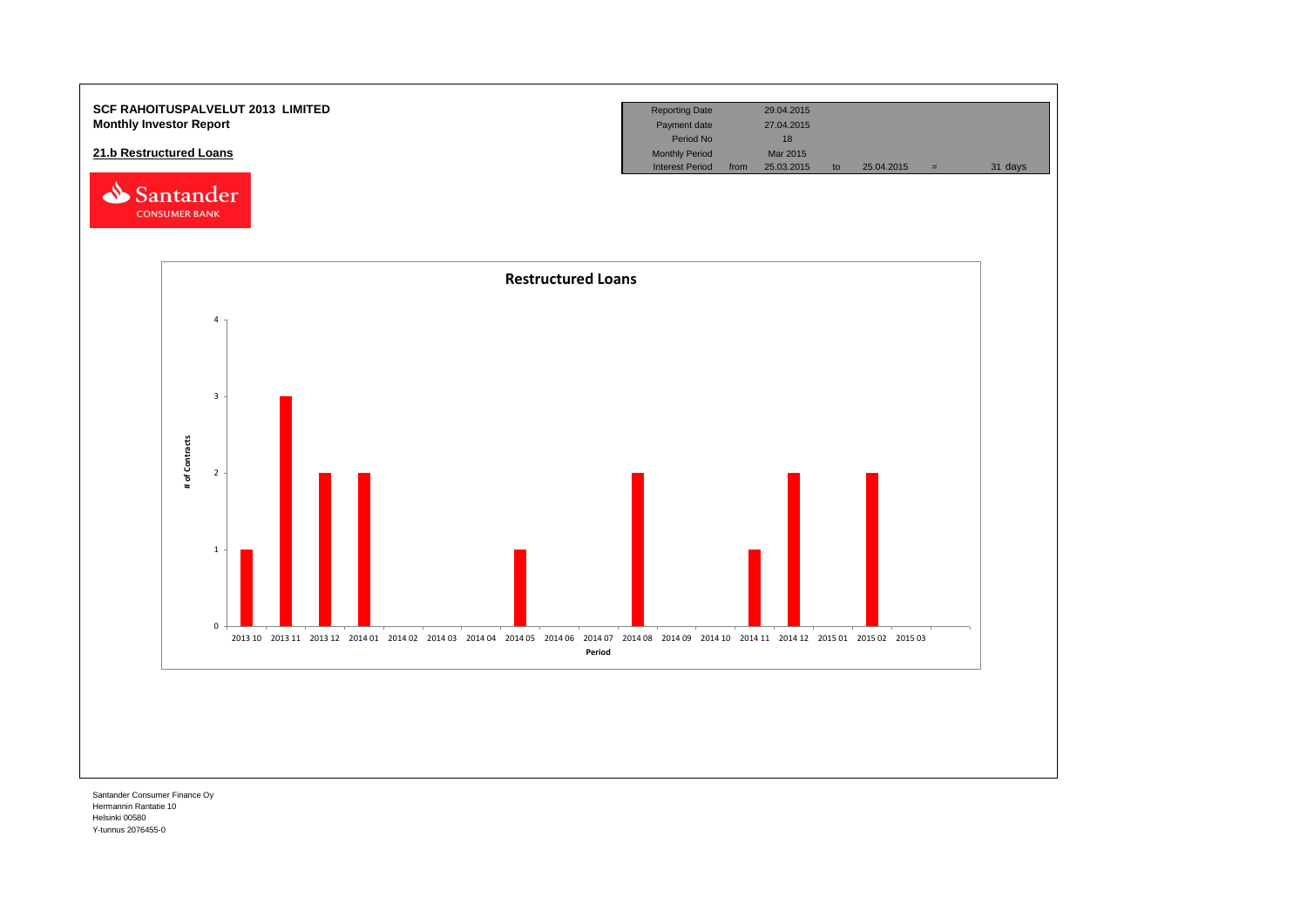**SCF RAHOITUSPALVELUT 2013 LIMITED**
**Monthly Investor Report**

## 21.b Restructured Loans

| Reporting Date | | 29.04.2015 | | | | |
|---|---|---|---|---|---|---|
| Payment date | | 27.04.2015 | | | | |
| Period No | | 18 | | | | |
| Monthly Period | | Mar 2015 | | | | |
| Interest Period | from | 25.03.2015 | to | 25.04.2015 | = | 31 days |

**Restructured Loans**

| Period | # of Contracts |
|---|---|
| 2013 10 | 1 |
| 2013 11 | 3 |
| 2013 12 | 2 |
| 2014 01 | 2 |
| 2014 02 | 0 |
| 2014 03 | 0 |
| 2014 04 | 0 |
| 2014 05 | 1 |
| 2014 06 | 0 |
| 2014 07 | 0 |
| 2014 08 | 2 |
| 2014 09 | 0 |
| 2014 10 | 0 |
| 2014 11 | 1 |
| 2014 12 | 2 |
| 2015 01 | 0 |
| 2015 02 | 2 |
| 2015 03 | 0 |

Santander Consumer Finance Oy
Hermannin Rantatie 10
Helsinki 00580
Y-tunnus 2076455-0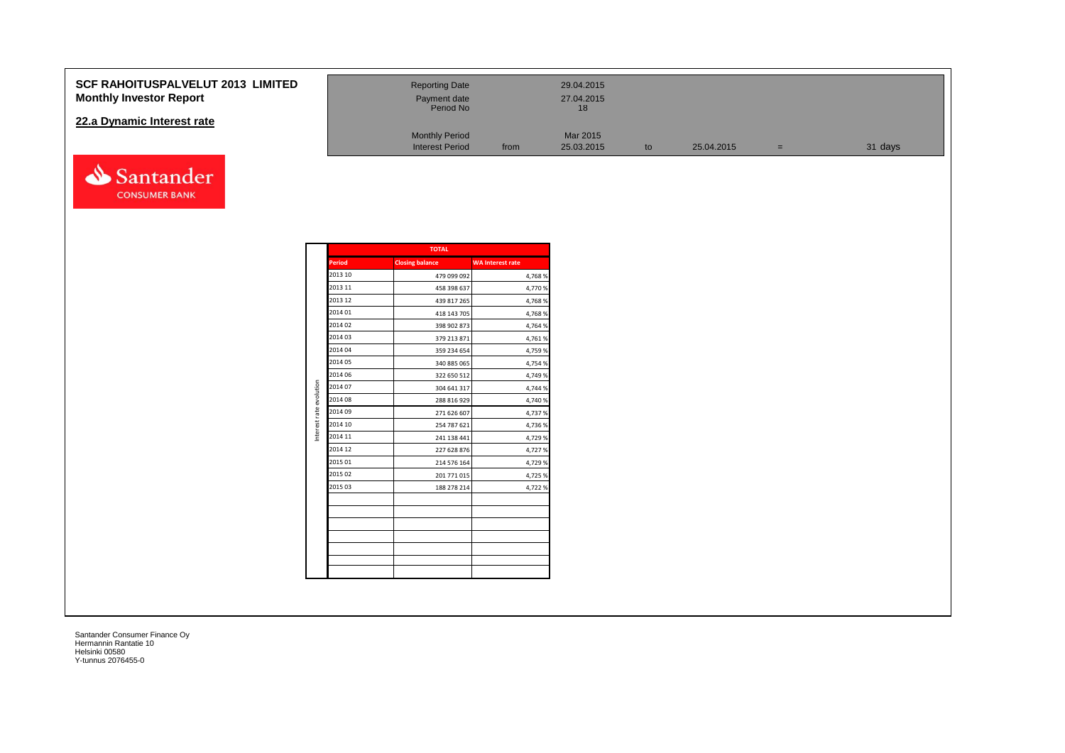# SCF RAHOITUSPALVELUT 2013 LIMITED
## Monthly Investor Report

### 22.a Dynamic Interest rate

| | | | | | | |
|---|---|---|---|---|---|---|
| Reporting Date | | 29.04.2015 | | | | |
| Payment date | | 27.04.2015 | | | | |
| Period No | | 18 | | | | |
| Monthly Period | | Mar 2015 | | | | |
| Interest Period | from | 25.03.2015 | to | 25.04.2015 | = | 31 days |

Interest rate evolution

| TOTAL | | |
|---|---|---|
| Period | Closing balance | WA Interest rate |
| 2013 10 | 479 099 092 | 4,768 % |
| 2013 11 | 458 398 637 | 4,770 % |
| 2013 12 | 439 817 265 | 4,768 % |
| 2014 01 | 418 143 705 | 4,768 % |
| 2014 02 | 398 902 873 | 4,764 % |
| 2014 03 | 379 213 871 | 4,761 % |
| 2014 04 | 359 234 654 | 4,759 % |
| 2014 05 | 340 885 065 | 4,754 % |
| 2014 06 | 322 650 512 | 4,749 % |
| 2014 07 | 304 641 317 | 4,744 % |
| 2014 08 | 288 816 929 | 4,740 % |
| 2014 09 | 271 626 607 | 4,737 % |
| 2014 10 | 254 787 621 | 4,736 % |
| 2014 11 | 241 138 441 | 4,729 % |
| 2014 12 | 227 628 876 | 4,727 % |
| 2015 01 | 214 576 164 | 4,729 % |
| 2015 02 | 201 771 015 | 4,725 % |
| 2015 03 | 188 278 214 | 4,722 % |

Santander Consumer Finance Oy
Hermannin Rantatie 10
Helsinki 00580
Y-tunnus 2076455-0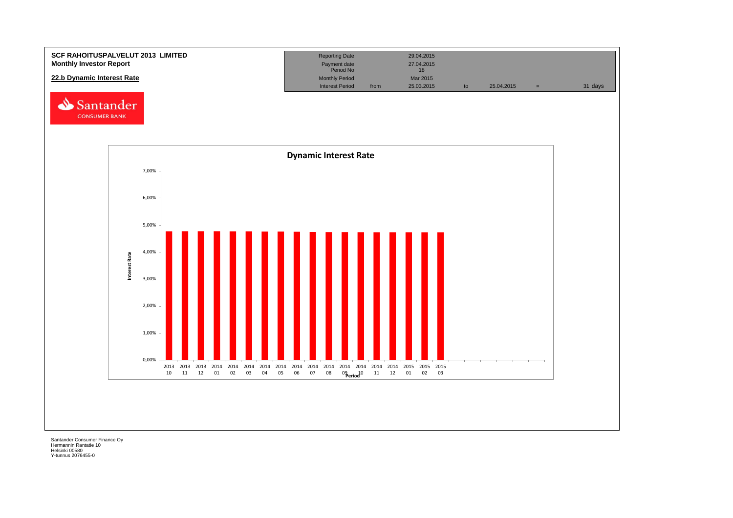**SCF RAHOITUSPALVELUT 2013 LIMITED**
**Monthly Investor Report**

## 22.b Dynamic Interest Rate

| Reporting Date | | 29.04.2015 | | | | |
|---|---|---|---|---|---|---|
| Payment date | | 27.04.2015 | | | | |
| Period No | | 18 | | | | |
| Monthly Period | | Mar 2015 | | | | |
| Interest Period | from | 25.03.2015 | to | 25.04.2015 | = | 31 days |

**Dynamic Interest Rate**

Interest Rate axis: 0,00%, 1,00%, 2,00%, 3,00%, 4,00%, 5,00%, 6,00%, 7,00%

Period: 2013 10, 2013 11, 2013 12, 2014 01, 2014 02, 2014 03, 2014 04, 2014 05, 2014 06, 2014 07, 2014 08, 2014 09, 2014 10, 2014 11, 2014 12, 2015 01, 2015 02, 2015 03

Santander Consumer Finance Oy
Hermannin Rantatie 10
Helsinki 00580
Y-tunnus 2076455-0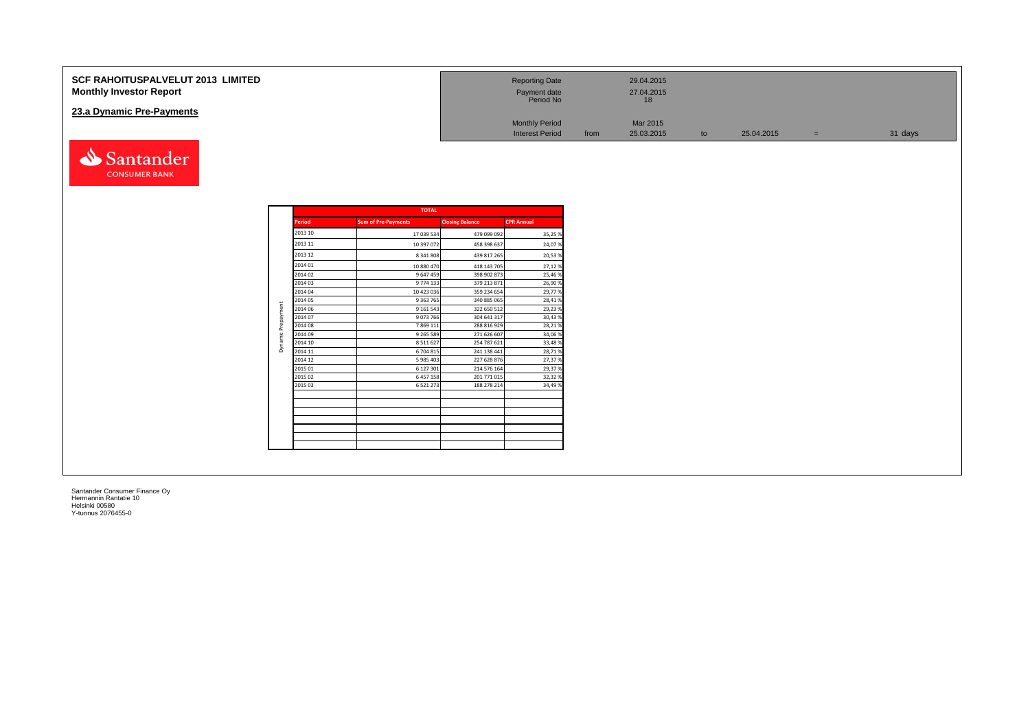**SCF RAHOITUSPALVELUT 2013 LIMITED**
**Monthly Investor Report**

## 23.a Dynamic Pre-Payments

| | | | | | | |
|---|---|---|---|---|---|---|
| Reporting Date | | 29.04.2015 | | | | |
| Payment date | | 27.04.2015 | | | | |
| Period No | | 18 | | | | |
| Monthly Period | | Mar 2015 | | | | |
| Interest Period | from | 25.03.2015 | to | 25.04.2015 | = | 31 days |

| | TOTAL | | | |
|---|---|---|---|---|
| | Period | Sum of Pre-Payments | Closing Balance | CPR Annual |
| Dynamic Prepayment | 2013 10 | 17 039 534 | 479 099 092 | 35,25 % |
| | 2013 11 | 10 397 072 | 458 398 637 | 24,07 % |
| | 2013 12 | 8 341 808 | 439 817 265 | 20,53 % |
| | 2014 01 | 10 880 470 | 418 143 705 | 27,12 % |
| | 2014 02 | 9 647 459 | 398 902 873 | 25,46 % |
| | 2014 03 | 9 774 133 | 379 213 871 | 26,90 % |
| | 2014 04 | 10 423 036 | 359 234 654 | 29,77 % |
| | 2014 05 | 9 363 765 | 340 885 065 | 28,41 % |
| | 2014 06 | 9 161 543 | 322 650 512 | 29,23 % |
| | 2014 07 | 9 073 766 | 304 641 317 | 30,43 % |
| | 2014 08 | 7 869 111 | 288 816 929 | 28,21 % |
| | 2014 09 | 9 265 589 | 271 626 607 | 34,06 % |
| | 2014 10 | 8 511 627 | 254 787 621 | 33,48 % |
| | 2014 11 | 6 704 815 | 241 138 441 | 28,71 % |
| | 2014 12 | 5 985 403 | 227 628 876 | 27,37 % |
| | 2015 01 | 6 127 301 | 214 576 164 | 29,37 % |
| | 2015 02 | 6 457 158 | 201 771 015 | 32,32 % |
| | 2015 03 | 6 521 273 | 188 278 214 | 34,49 % |

Santander Consumer Finance Oy
Hermannin Rantatie 10
Helsinki 00580
Y-tunnus 2076455-0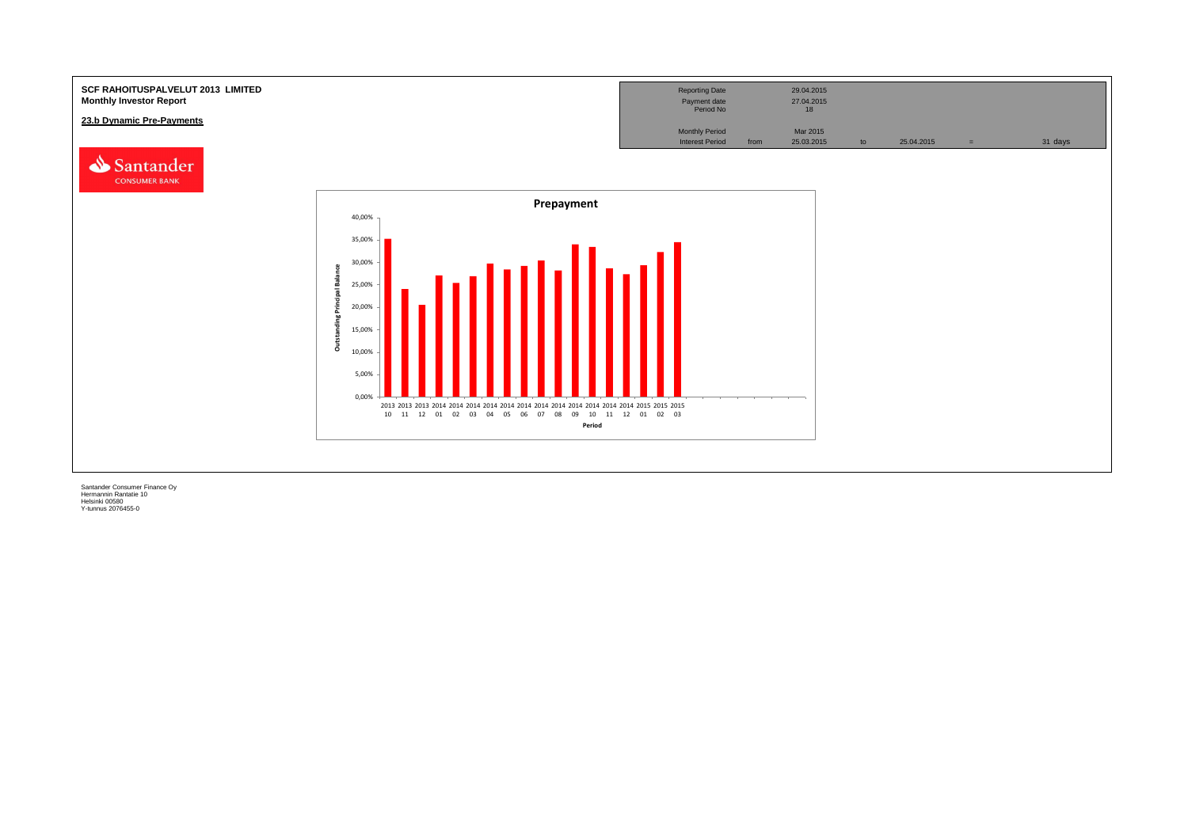**SCF RAHOITUSPALVELUT 2013 LIMITED**
**Monthly Investor Report**

**23.b Dynamic Pre-Payments**

| | | | | | | |
|---|---|---|---|---|---|---|
| Reporting Date | | 29.04.2015 | | | | |
| Payment date | | 27.04.2015 | | | | |
| Period No | | 18 | | | | |
| Monthly Period | | Mar 2015 | | | | |
| Interest Period | from | 25.03.2015 | to | 25.04.2015 | = | 31 days |

**Prepayment**

Y-axis: Outstanding Principal Balance (0,00% – 40,00%)

X-axis: Period (2013 10 – 2015 03)

Santander Consumer Finance Oy
Hermannin Rantatie 10
Helsinki 00580
Y-tunnus 2076455-0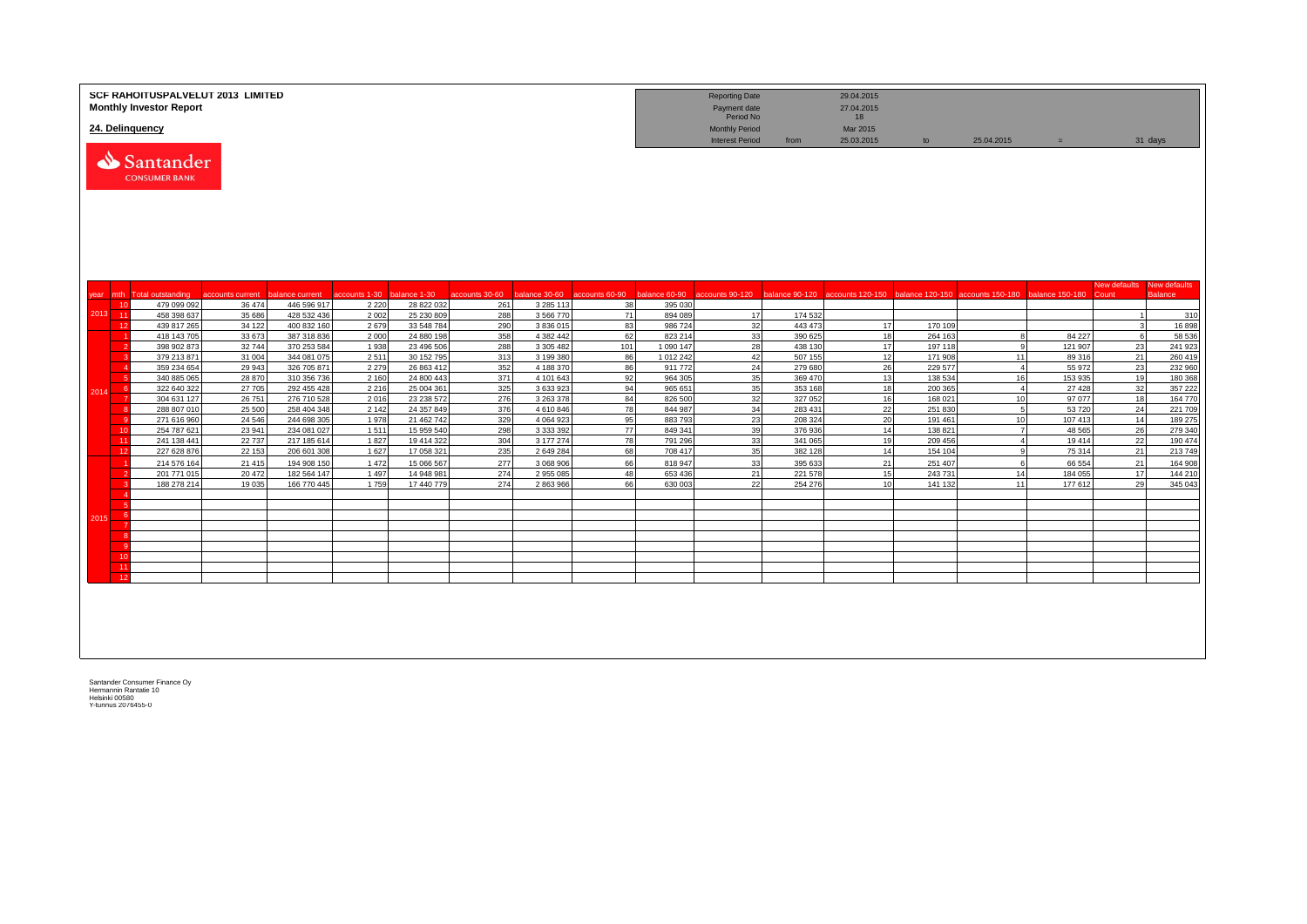**SCF RAHOITUSPALVELUT 2013 LIMITED**
**Monthly Investor Report**

**24. Delinquency**

| Reporting Date | | 29.04.2015 | | | | |
|---|---|---|---|---|---|---|
| Payment date | | 27.04.2015 | | | | |
| Period No | | 18 | | | | |
| Monthly Period | | Mar 2015 | | | | |
| Interest Period | from | 25.03.2015 | to | 25.04.2015 | = | 31 days |

| year | mth | Total outstanding | accounts current | balance current | accounts 1-30 | balance 1-30 | accounts 30-60 | balance 30-60 | accounts 60-90 | balance 60-90 | accounts 90-120 | balance 90-120 | accounts 120-150 | balance 120-150 | accounts 150-180 | balance 150-180 | New defaults Count | New defaults Balance |
|---|---|---|---|---|---|---|---|---|---|---|---|---|---|---|---|---|---|---|
| 2013 | 10 | 479 099 092 | 36 474 | 446 596 917 | 2 220 | 28 822 032 | 261 | 3 285 113 | 38 | 395 030 | | | | | | | | |
| | 11 | 458 398 637 | 35 686 | 428 532 436 | 2 002 | 25 230 809 | 288 | 3 566 770 | 71 | 894 089 | 17 | 174 532 | | | | | 1 | 310 |
| | 12 | 439 817 265 | 34 122 | 400 832 160 | 2 679 | 33 548 784 | 290 | 3 836 015 | 83 | 986 724 | 32 | 443 473 | 17 | 170 109 | | | 3 | 16 898 |
| 2014 | 1 | 418 143 705 | 33 673 | 387 318 836 | 2 000 | 24 880 198 | 358 | 4 382 442 | 62 | 823 214 | 33 | 390 625 | 18 | 264 163 | 8 | 84 227 | 6 | 58 536 |
| | 2 | 398 902 873 | 32 744 | 370 253 584 | 1 938 | 23 496 506 | 288 | 3 305 482 | 101 | 1 090 147 | 28 | 438 130 | 17 | 197 118 | 9 | 121 907 | 23 | 241 923 |
| | 3 | 379 213 871 | 31 004 | 344 081 075 | 2 511 | 30 152 795 | 313 | 3 199 380 | 86 | 1 012 242 | 42 | 507 155 | 12 | 171 908 | 11 | 89 316 | 21 | 260 419 |
| | 4 | 359 234 654 | 29 943 | 326 705 871 | 2 279 | 26 863 412 | 352 | 4 188 370 | 86 | 911 772 | 24 | 279 680 | 26 | 229 577 | 4 | 55 972 | 23 | 232 960 |
| | 5 | 340 885 065 | 28 870 | 310 356 736 | 2 160 | 24 800 443 | 371 | 4 101 643 | 92 | 964 305 | 35 | 369 470 | 13 | 138 534 | 16 | 153 935 | 19 | 180 368 |
| | 6 | 322 640 322 | 27 705 | 292 455 428 | 2 216 | 25 004 361 | 325 | 3 633 923 | 94 | 965 651 | 35 | 353 168 | 18 | 200 365 | 4 | 27 428 | 32 | 357 222 |
| | 7 | 304 631 127 | 26 751 | 276 710 528 | 2 016 | 23 238 572 | 276 | 3 263 378 | 84 | 826 500 | 32 | 327 052 | 16 | 168 021 | 10 | 97 077 | 18 | 164 770 |
| | 8 | 288 807 010 | 25 500 | 258 404 348 | 2 142 | 24 357 849 | 376 | 4 610 846 | 78 | 844 987 | 34 | 283 431 | 22 | 251 830 | 5 | 53 720 | 24 | 221 709 |
| | 9 | 271 616 960 | 24 546 | 244 698 305 | 1 978 | 21 462 742 | 329 | 4 064 923 | 95 | 883 793 | 23 | 208 324 | 20 | 191 461 | 10 | 107 413 | 14 | 189 275 |
| | 10 | 254 787 621 | 23 941 | 234 081 027 | 1 511 | 15 959 540 | 298 | 3 333 392 | 77 | 849 341 | 39 | 376 936 | 14 | 138 821 | 7 | 48 565 | 26 | 279 340 |
| | 11 | 241 138 441 | 22 737 | 217 185 614 | 1 827 | 19 414 322 | 304 | 3 177 274 | 78 | 791 296 | 33 | 341 065 | 19 | 209 456 | 4 | 19 414 | 22 | 190 474 |
| | 12 | 227 628 876 | 22 153 | 206 601 308 | 1 627 | 17 058 321 | 235 | 2 649 284 | 68 | 708 417 | 35 | 382 128 | 14 | 154 104 | 9 | 75 314 | 21 | 213 749 |
| 2015 | 1 | 214 576 164 | 21 415 | 194 908 150 | 1 472 | 15 066 567 | 277 | 3 068 906 | 66 | 818 947 | 33 | 395 633 | 21 | 251 407 | 6 | 66 554 | 21 | 164 908 |
| | 2 | 201 771 015 | 20 472 | 182 564 147 | 1 497 | 14 948 981 | 274 | 2 955 085 | 48 | 653 436 | 21 | 221 578 | 15 | 243 731 | 14 | 184 055 | 17 | 144 210 |
| | 3 | 188 278 214 | 19 035 | 166 770 445 | 1 759 | 17 440 779 | 274 | 2 863 966 | 66 | 630 003 | 22 | 254 276 | 10 | 141 132 | 11 | 177 612 | 29 | 345 043 |
| | 4 | | | | | | | | | | | | | | | | | |
| | 5 | | | | | | | | | | | | | | | | | |
| | 6 | | | | | | | | | | | | | | | | | |
| | 7 | | | | | | | | | | | | | | | | | |
| | 8 | | | | | | | | | | | | | | | | | |
| | 9 | | | | | | | | | | | | | | | | | |
| | 10 | | | | | | | | | | | | | | | | | |
| | 11 | | | | | | | | | | | | | | | | | |
| | 12 | | | | | | | | | | | | | | | | | |

Santander Consumer Finance Oy
Hermannin Rantatie 10
Helsinki 00580
Y-tunnus 2076455-0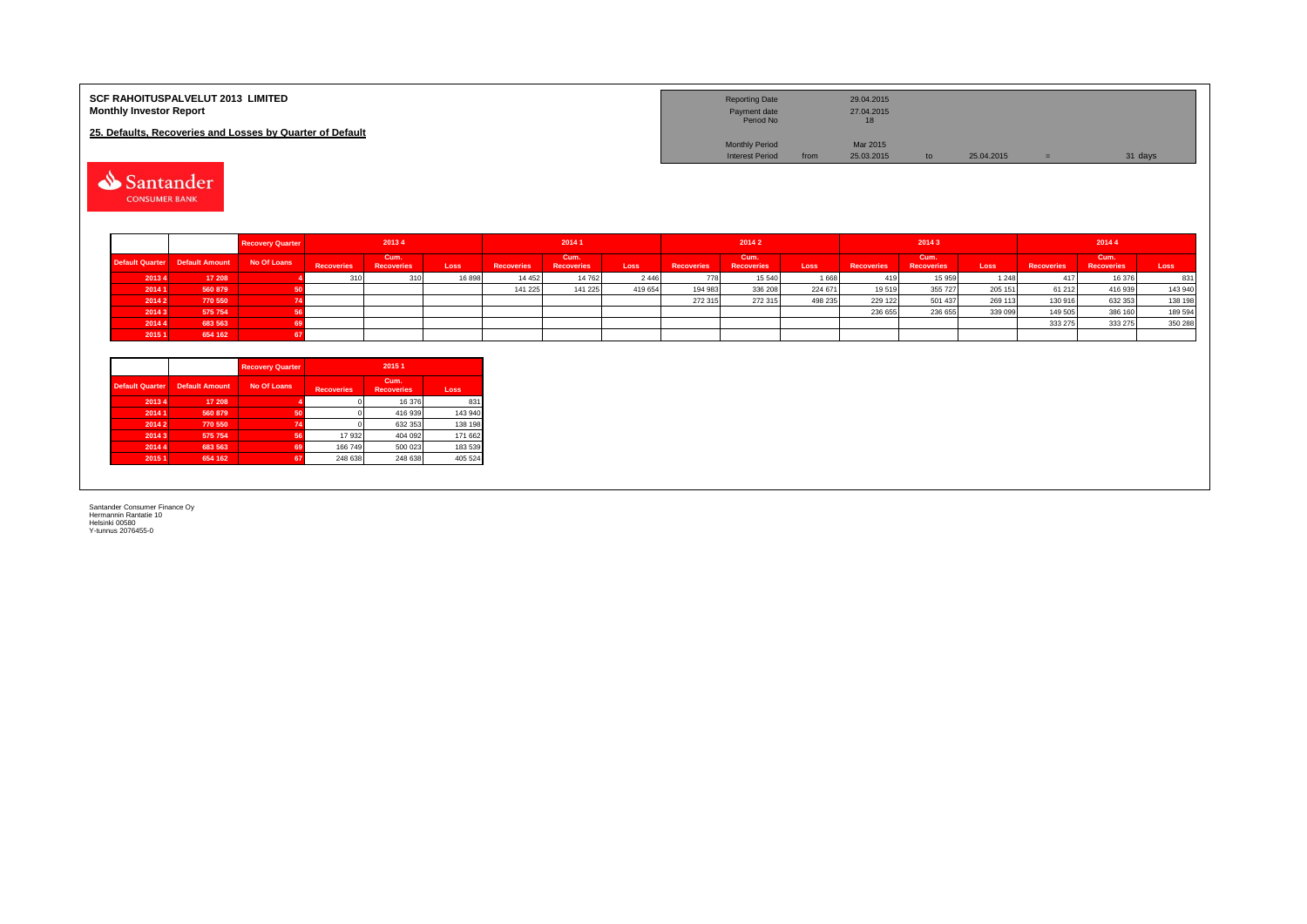**SCF RAHOITUSPALVELUT 2013 LIMITED**
**Monthly Investor Report**

**25. Defaults, Recoveries and Losses by Quarter of Default**

| | | | | | |
|---|---|---|---|---|---|
| Reporting Date | | 29.04.2015 | | | |
| Payment date | | 27.04.2015 | | | |
| Period No | | 18 | | | |
| Monthly Period | | Mar 2015 | | | |
| Interest Period | from | 25.03.2015 | to | 25.04.2015 | = 31 days |

| | | Recovery Quarter | 2013 4 | | | 2014 1 | | | 2014 2 | | | 2014 3 | | | 2014 4 | | |
|---|---|---|---|---|---|---|---|---|---|---|---|---|---|---|---|---|---|
| Default Quarter | Default Amount | No Of Loans | Recoveries | Cum. Recoveries | Loss | Recoveries | Cum. Recoveries | Loss | Recoveries | Cum. Recoveries | Loss | Recoveries | Cum. Recoveries | Loss | Recoveries | Cum. Recoveries | Loss |
| 2013 4 | 17 208 | 4 | 310 | 310 | 16 898 | 14 452 | 14 762 | 2 446 | 778 | 15 540 | 1 668 | 419 | 15 959 | 1 248 | 417 | 16 376 | 831 |
| 2014 1 | 560 879 | 50 | | | | 141 225 | 141 225 | 419 654 | 194 983 | 336 208 | 224 671 | 19 519 | 355 727 | 205 151 | 61 212 | 416 939 | 143 940 |
| 2014 2 | 770 550 | 74 | | | | | | | 272 315 | 272 315 | 498 235 | 229 122 | 501 437 | 269 113 | 130 916 | 632 353 | 138 198 |
| 2014 3 | 575 754 | 56 | | | | | | | | | | 236 655 | 236 655 | 339 099 | 149 505 | 386 160 | 189 594 |
| 2014 4 | 683 563 | 69 | | | | | | | | | | | | | 333 275 | 333 275 | 350 288 |
| 2015 1 | 654 162 | 67 | | | | | | | | | | | | | | | |

| | | Recovery Quarter | 2015 1 | | |
|---|---|---|---|---|---|
| Default Quarter | Default Amount | No Of Loans | Recoveries | Cum. Recoveries | Loss |
| 2013 4 | 17 208 | 4 | 0 | 16 376 | 831 |
| 2014 1 | 560 879 | 50 | 0 | 416 939 | 143 940 |
| 2014 2 | 770 550 | 74 | 0 | 632 353 | 138 198 |
| 2014 3 | 575 754 | 56 | 17 932 | 404 092 | 171 662 |
| 2014 4 | 683 563 | 69 | 166 749 | 500 023 | 183 539 |
| 2015 1 | 654 162 | 67 | 248 638 | 248 638 | 405 524 |

Santander Consumer Finance Oy
Hermannin Rantatie 10
Helsinki 00580
Y-tunnus 2076455-0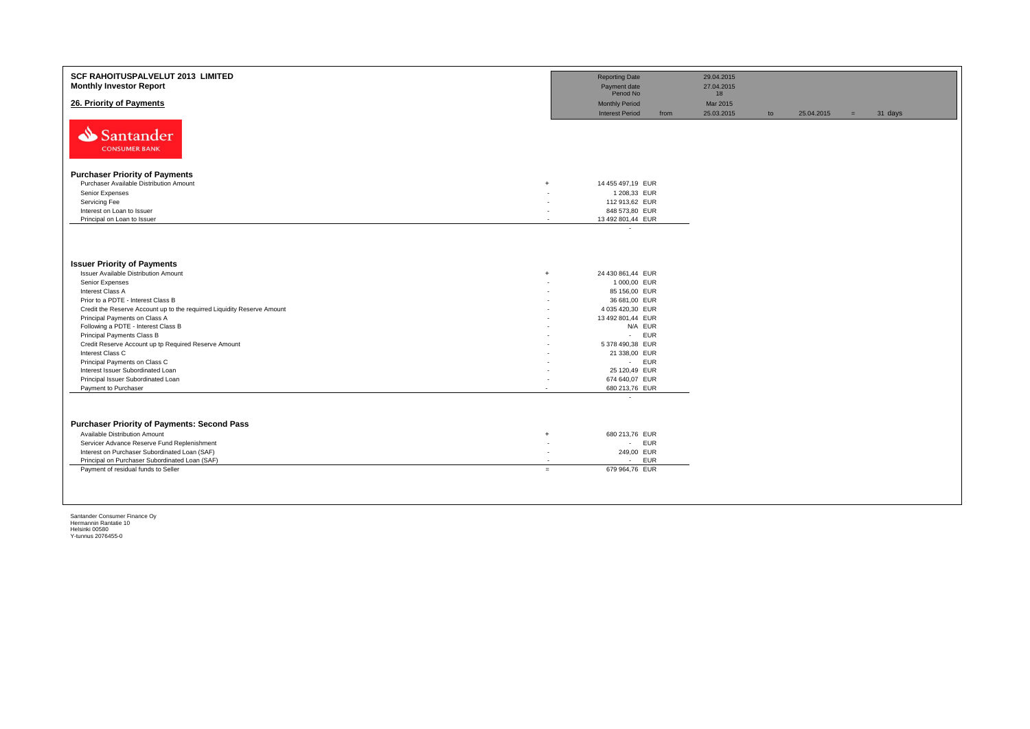# SCF RAHOITUSPALVELUT 2013 LIMITED

## Monthly Investor Report

## 26. Priority of Payments

| | | | | | | |
|---|---|---|---|---|---|---|
| Reporting Date | | 29.04.2015 | | | | |
| Payment date | | 27.04.2015 | | | | |
| Period No | | 18 | | | | |
| Monthly Period | | Mar 2015 | | | | |
| Interest Period | from | 25.03.2015 | to | 25.04.2015 | = | 31 days |

Santander CONSUMER BANK

### Purchaser Priority of Payments

| | | |
|---|---|---|
| Purchaser Available Distribution Amount | + | 14 455 497,19 EUR |
| Senior Expenses | - | 1 208,33 EUR |
| Servicing Fee | - | 112 913,62 EUR |
| Interest on Loan to Issuer | - | 848 573,80 EUR |
| Principal on Loan to Issuer | - | 13 492 801,44 EUR |
| | | - |

### Issuer Priority of Payments

| | | |
|---|---|---|
| Issuer Available Distribution Amount | + | 24 430 861,44 EUR |
| Senior Expenses | - | 1 000,00 EUR |
| Interest Class A | - | 85 156,00 EUR |
| Prior to a PDTE - Interest Class B | - | 36 681,00 EUR |
| Credit the Reserve Account up to the requirred Liquidity Reserve Amount | - | 4 035 420,30 EUR |
| Principal Payments on Class A | - | 13 492 801,44 EUR |
| Following a PDTE - Interest Class B | - | N/A EUR |
| Principal Payments Class B | - | - EUR |
| Credit Reserve Account up tp Required Reserve Amount | - | 5 378 490,38 EUR |
| Interest Class C | - | 21 338,00 EUR |
| Principal Payments on Class C | - | - EUR |
| Interest Issuer Subordinated Loan | - | 25 120,49 EUR |
| Principal Issuer Subordinated Loan | - | 674 640,07 EUR |
| Payment to Purchaser | - | 680 213,76 EUR |
| | | - |

### Purchaser Priority of Payments: Second Pass

| | | |
|---|---|---|
| Available Distribution Amount | + | 680 213,76 EUR |
| Servicer Advance Reserve Fund Replenishment | - | - EUR |
| Interest on Purchaser Subordinated Loan (SAF) | - | 249,00 EUR |
| Principal on Purchaser Subordinated Loan (SAF) | - | - EUR |
| Payment of residual funds to Seller | = | 679 964,76 EUR |

Santander Consumer Finance Oy
Hermannin Rantatie 10
Helsinki 00580
Y-tunnus 2076455-0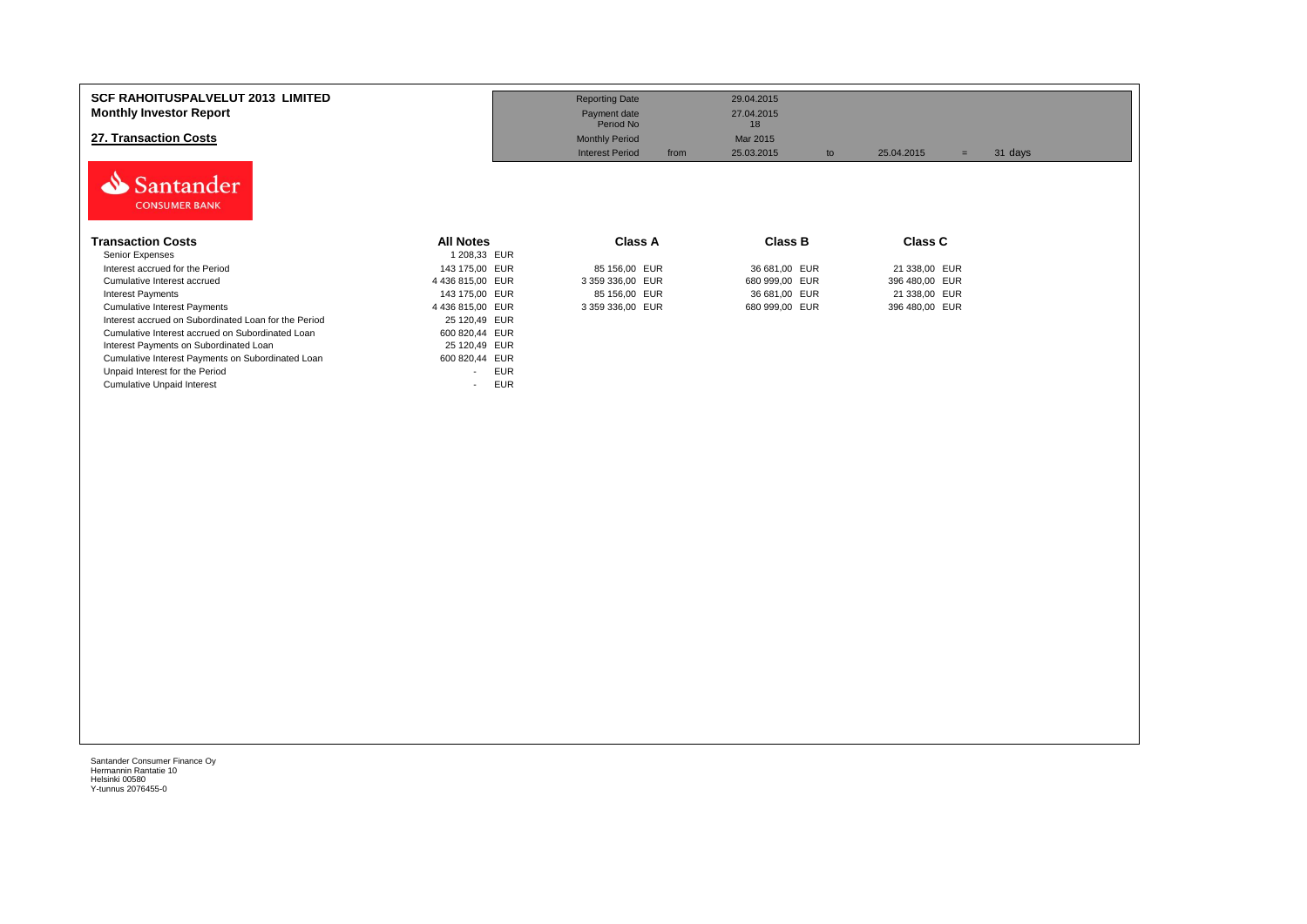**SCF RAHOITUSPALVELUT 2013 LIMITED**
**Monthly Investor Report**

## 27. Transaction Costs

| | | | | | |
|---|---|---|---|---|---|
| Reporting Date | | 29.04.2015 | | | |
| Payment date | | 27.04.2015 | | | |
| Period No | | 18 | | | |
| Monthly Period | | Mar 2015 | | | |
| Interest Period | from | 25.03.2015 | to | 25.04.2015 | = 31 days |

| Transaction Costs | All Notes | Class A | Class B | Class C |
|---|---|---|---|---|
| Senior Expenses | 1 208,33 EUR | | | |
| Interest accrued for the Period | 143 175,00 EUR | 85 156,00 EUR | 36 681,00 EUR | 21 338,00 EUR |
| Cumulative Interest accrued | 4 436 815,00 EUR | 3 359 336,00 EUR | 680 999,00 EUR | 396 480,00 EUR |
| Interest Payments | 143 175,00 EUR | 85 156,00 EUR | 36 681,00 EUR | 21 338,00 EUR |
| Cumulative Interest Payments | 4 436 815,00 EUR | 3 359 336,00 EUR | 680 999,00 EUR | 396 480,00 EUR |
| Interest accrued on Subordinated Loan for the Period | 25 120,49 EUR | | | |
| Cumulative Interest accrued on Subordinated Loan | 600 820,44 EUR | | | |
| Interest Payments on Subordinated Loan | 25 120,49 EUR | | | |
| Cumulative Interest Payments on Subordinated Loan | 600 820,44 EUR | | | |
| Unpaid Interest for the Period | - EUR | | | |
| Cumulative Unpaid Interest | - EUR | | | |

Santander Consumer Finance Oy
Hermannin Rantatie 10
Helsinki 00580
Y-tunnus 2076455-0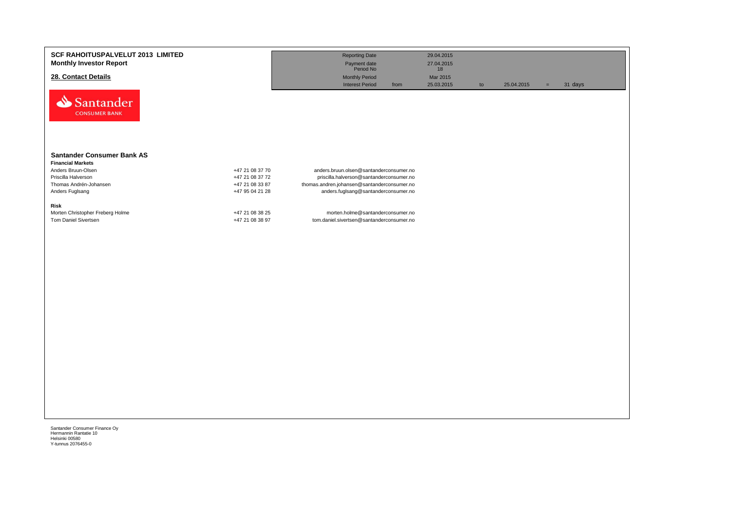**SCF RAHOITUSPALVELUT 2013 LIMITED**
**Monthly Investor Report**

## 28. Contact Details

| | | | | | | |
|---|---|---|---|---|---|---|
| Reporting Date | | 29.04.2015 | | | | |
| Payment date | | 27.04.2015 | | | | |
| Period No | | 18 | | | | |
| Monthly Period | | Mar 2015 | | | | |
| Interest Period | from | 25.03.2015 | to | 25.04.2015 | = | 31 days |

Santander CONSUMER BANK

### Santander Consumer Bank AS

**Financial Markets**

| | | |
|---|---|---|
| Anders Bruun-Olsen | +47 21 08 37 70 | anders.bruun.olsen@santanderconsumer.no |
| Priscilla Halverson | +47 21 08 37 72 | priscilla.halverson@santanderconsumer.no |
| Thomas Andrén-Johansen | +47 21 08 33 87 | thomas.andren.johansen@santanderconsumer.no |
| Anders Fuglsang | +47 95 04 21 28 | anders.fuglsang@santanderconsumer.no |

**Risk**

| | | |
|---|---|---|
| Morten Christopher Freberg Holme | +47 21 08 38 25 | morten.holme@santanderconsumer.no |
| Tom Daniel Sivertsen | +47 21 08 38 97 | tom.daniel.sivertsen@santanderconsumer.no |

Santander Consumer Finance Oy
Hermannin Rantatie 10
Helsinki 00580
Y-tunnus 2076455-0